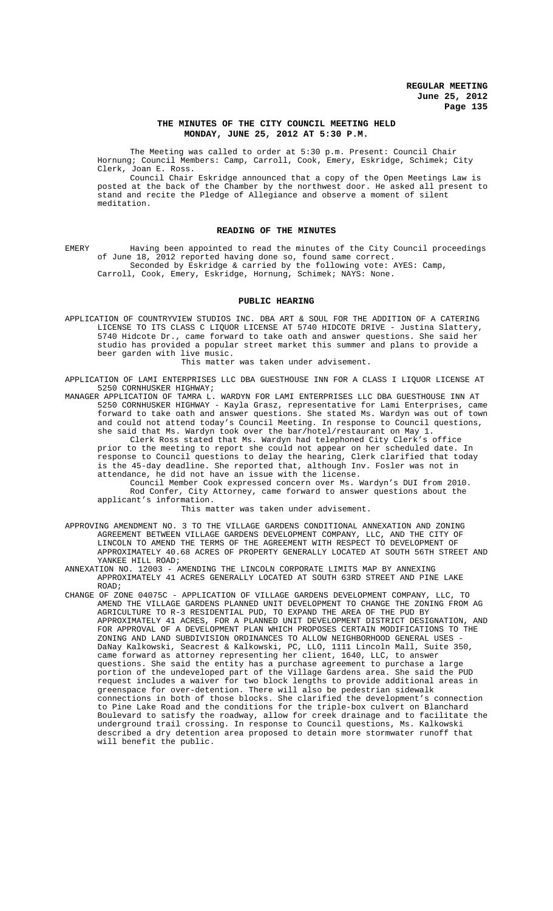# THE MINUTES OF THE CITY COUNCIL MEETING HELD MONDAY, JUNE 25, 2012 AT 5:30 P.M.

The Meeting was called to order at 5:30 p.m. Present: Council Chair Hornung; Council Members: Camp, Carroll, Cook, Emery, Eskridge, Schimek; City Clerk, Joan E. Ross.

Council Chair Eskridge announced that a copy of the Open Meetings Law is posted at the back of the Chamber by the northwest door. He asked all present to stand and recite the Pledge of Allegiance and observe a moment of silent meditation.

## READING OF THE MINUTES

EMERY Having been appointed to read the minutes of the City Council proceedings of June 18, 2012 reported having done so, found same correct.

Seconded by Eskridge & carried by the following vote: AYES: Camp, Carroll, Cook, Emery, Eskridge, Hornung, Schimek; NAYS: None.

## PUBLIC HEARING

APPLICATION OF COUNTRYVIEW STUDIOS INC. DBA ART & SOUL FOR THE ADDITION OF A CATERING LICENSE TO ITS CLASS C LIQUOR LICENSE AT 5740 HIDCOTE DRIVE - Justina Slattery, 5740 Hidcote Dr., came forward to take oath and answer questions. She said her studio has provided a popular street market this summer and plans to provide a beer garden with live music.

This matter was taken under advisement.

APPLICATION OF LAMI ENTERPRISES LLC DBA GUESTHOUSE INN FOR A CLASS I LIQUOR LICENSE AT 5250 CORNHUSKER HIGHWAY;

MANAGER APPLICATION OF TAMRA L. WARDYN FOR LAMI ENTERPRISES LLC DBA GUESTHOUSE INN AT 5250 CORNHUSKER HIGHWAY - Kayla Grasz, representative for Lami Enterprises, came forward to take oath and answer questions. She stated Ms. Wardyn was out of town and could not attend today's Council Meeting. In response to Council questions, she said that Ms. Wardyn took over the bar/hotel/restaurant on May 1.

Clerk Ross stated that Ms. Wardyn had telephoned City Clerk's office prior to the meeting to report she could not appear on her scheduled date. In response to Council questions to delay the hearing, Clerk clarified that today is the 45-day deadline. She reported that, although Inv. Fosler was not in attendance, he did not have an issue with the license.

Council Member Cook expressed concern over Ms. Wardyn's DUI from 2010.

Rod Confer, City Attorney, came forward to answer questions about the applicant's information.

This matter was taken under advisement.

APPROVING AMENDMENT NO. 3 TO THE VILLAGE GARDENS CONDITIONAL ANNEXATION AND ZONING AGREEMENT BETWEEN VILLAGE GARDENS DEVELOPMENT COMPANY, LLC, AND THE CITY OF LINCOLN TO AMEND THE TERMS OF THE AGREEMENT WITH RESPECT TO DEVELOPMENT OF APPROXIMATELY 40.68 ACRES OF PROPERTY GENERALLY LOCATED AT SOUTH 56TH STREET AND YANKEE HILL ROAD;

ANNEXATION NO. 12003 - AMENDING THE LINCOLN CORPORATE LIMITS MAP BY ANNEXING APPROXIMATELY 41 ACRES GENERALLY LOCATED AT SOUTH 63RD STREET AND PINE LAKE ROAD;

CHANGE OF ZONE 04075C - APPLICATION OF VILLAGE GARDENS DEVELOPMENT COMPANY, LLC, TO AMEND THE VILLAGE GARDENS PLANNED UNIT DEVELOPMENT TO CHANGE THE ZONING FROM AG AGRICULTURE TO R-3 RESIDENTIAL PUD, TO EXPAND THE AREA OF THE PUD BY APPROXIMATELY 41 ACRES, FOR A PLANNED UNIT DEVELOPMENT DISTRICT DESIGNATION, AND FOR APPROVAL OF A DEVELOPMENT PLAN WHICH PROPOSES CERTAIN MODIFICATIONS TO THE ZONING AND LAND SUBDIVISION ORDINANCES TO ALLOW NEIGHBORHOOD GENERAL USES - DaNay Kalkowski, Seacrest & Kalkowski, PC, LLO, 1111 Lincoln Mall, Suite 350, came forward as attorney representing her client, 1640, LLC, to answer questions. She said the entity has a purchase agreement to purchase a large portion of the undeveloped part of the Village Gardens area. She said the PUD request includes a waiver for two block lengths to provide additional areas in greenspace for over-detention. There will also be pedestrian sidewalk connections in both of those blocks. She clarified the development's connection to Pine Lake Road and the conditions for the triple-box culvert on Blanchard Boulevard to satisfy the roadway, allow for creek drainage and to facilitate the underground trail crossing. In response to Council questions, Ms. Kalkowski described a dry detention area proposed to detain more stormwater runoff that will benefit the public.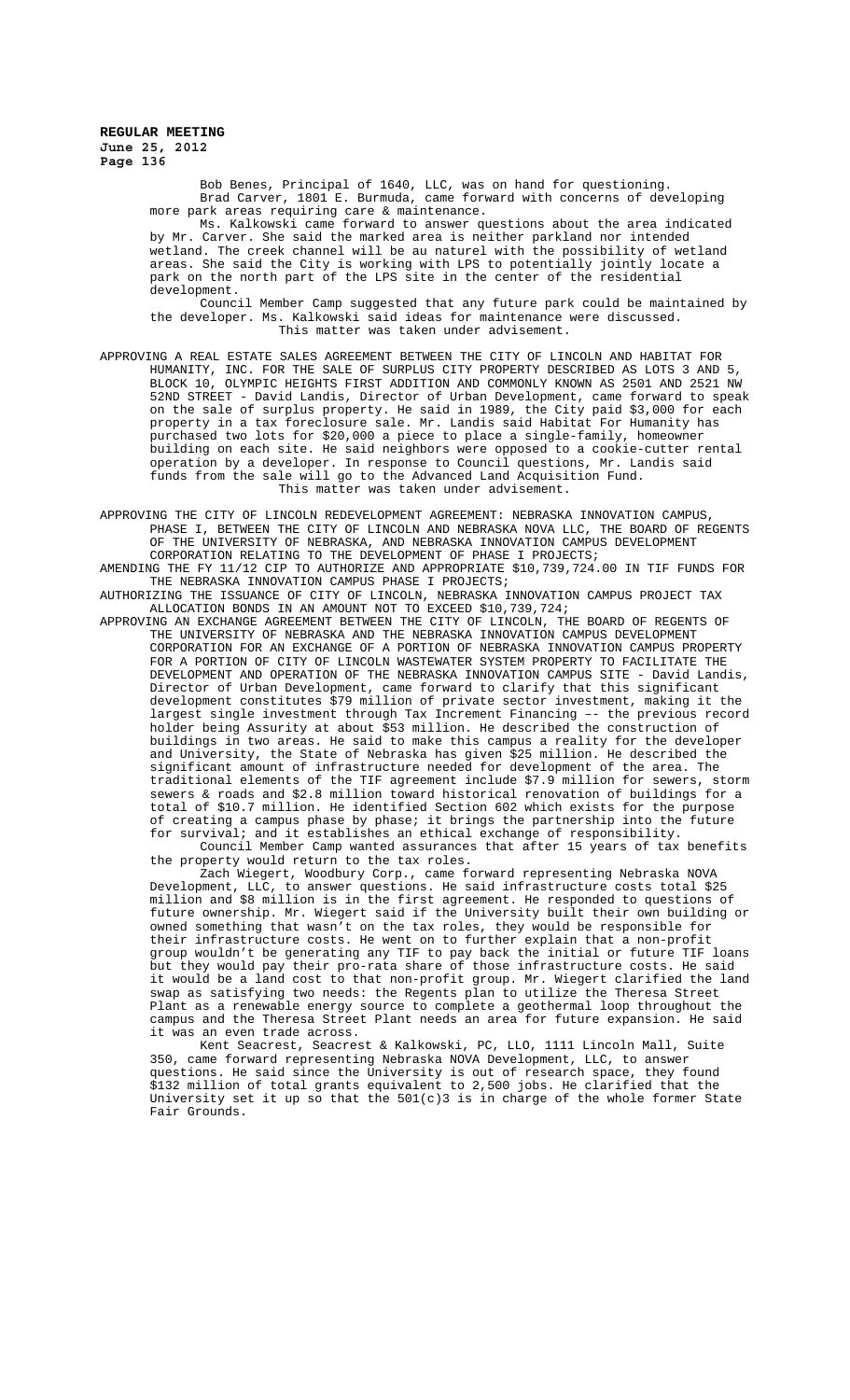Bob Benes, Principal of 1640, LLC, was on hand for questioning.

Brad Carver, 1801 E. Burmuda, came forward with concerns of developing more park areas requiring care & maintenance.

Ms. Kalkowski came forward to answer questions about the area indicated by Mr. Carver. She said the marked area is neither parkland nor intended wetland. The creek channel will be au naturel with the possibility of wetland areas. She said the City is working with LPS to potentially jointly locate a park on the north part of the LPS site in the center of the residential development.

Council Member Camp suggested that any future park could be maintained by the developer. Ms. Kalkowski said ideas for maintenance were discussed.

This matter was taken under advisement.

APPROVING A REAL ESTATE SALES AGREEMENT BETWEEN THE CITY OF LINCOLN AND HABITAT FOR HUMANITY, INC. FOR THE SALE OF SURPLUS CITY PROPERTY DESCRIBED AS LOTS 3 AND 5, BLOCK 10, OLYMPIC HEIGHTS FIRST ADDITION AND COMMONLY KNOWN AS 2501 AND 2521 NW 52ND STREET - David Landis, Director of Urban Development, came forward to speak on the sale of surplus property. He said in 1989, the City paid $3,000 for each property in a tax foreclosure sale. Mr. Landis said Habitat For Humanity has purchased two lots for $20,000 a piece to place a single-family, homeowner building on each site. He said neighbors were opposed to a cookie-cutter rental operation by a developer. In response to Council questions, Mr. Landis said funds from the sale will go to the Advanced Land Acquisition Fund.

This matter was taken under advisement.

APPROVING THE CITY OF LINCOLN REDEVELOPMENT AGREEMENT: NEBRASKA INNOVATION CAMPUS, PHASE I, BETWEEN THE CITY OF LINCOLN AND NEBRASKA NOVA LLC, THE BOARD OF REGENTS OF THE UNIVERSITY OF NEBRASKA, AND NEBRASKA INNOVATION CAMPUS DEVELOPMENT CORPORATION RELATING TO THE DEVELOPMENT OF PHASE I PROJECTS;

AMENDING THE FY 11/12 CIP TO AUTHORIZE AND APPROPRIATE $10,739,724.00 IN TIF FUNDS FOR THE NEBRASKA INNOVATION CAMPUS PHASE I PROJECTS;

AUTHORIZING THE ISSUANCE OF CITY OF LINCOLN, NEBRASKA INNOVATION CAMPUS PROJECT TAX ALLOCATION BONDS IN AN AMOUNT NOT TO EXCEED $10,739,724;

APPROVING AN EXCHANGE AGREEMENT BETWEEN THE CITY OF LINCOLN, THE BOARD OF REGENTS OF THE UNIVERSITY OF NEBRASKA AND THE NEBRASKA INNOVATION CAMPUS DEVELOPMENT CORPORATION FOR AN EXCHANGE OF A PORTION OF NEBRASKA INNOVATION CAMPUS PROPERTY FOR A PORTION OF CITY OF LINCOLN WASTEWATER SYSTEM PROPERTY TO FACILITATE THE DEVELOPMENT AND OPERATION OF THE NEBRASKA INNOVATION CAMPUS SITE - David Landis, Director of Urban Development, came forward to clarify that this significant development constitutes $79 million of private sector investment, making it the largest single investment through Tax Increment Financing –- the previous record holder being Assurity at about $53 million. He described the construction of buildings in two areas. He said to make this campus a reality for the developer and University, the State of Nebraska has given $25 million. He described the significant amount of infrastructure needed for development of the area. The traditional elements of the TIF agreement include $7.9 million for sewers, storm sewers & roads and $2.8 million toward historical renovation of buildings for a total of $10.7 million. He identified Section 602 which exists for the purpose of creating a campus phase by phase; it brings the partnership into the future for survival; and it establishes an ethical exchange of responsibility.

Council Member Camp wanted assurances that after 15 years of tax benefits the property would return to the tax roles.

Zach Wiegert, Woodbury Corp., came forward representing Nebraska NOVA Development, LLC, to answer questions. He said infrastructure costs total $25 million and $8 million is in the first agreement. He responded to questions of future ownership. Mr. Wiegert said if the University built their own building or owned something that wasn't on the tax roles, they would be responsible for their infrastructure costs. He went on to further explain that a non-profit group wouldn't be generating any TIF to pay back the initial or future TIF loans but they would pay their pro-rata share of those infrastructure costs. He said it would be a land cost to that non-profit group. Mr. Wiegert clarified the land swap as satisfying two needs: the Regents plan to utilize the Theresa Street Plant as a renewable energy source to complete a geothermal loop throughout the campus and the Theresa Street Plant needs an area for future expansion. He said it was an even trade across.

Kent Seacrest, Seacrest & Kalkowski, PC, LLO, 1111 Lincoln Mall, Suite 350, came forward representing Nebraska NOVA Development, LLC, to answer questions. He said since the University is out of research space, they found $132 million of total grants equivalent to 2,500 jobs. He clarified that the University set it up so that the 501(c)3 is in charge of the whole former State Fair Grounds.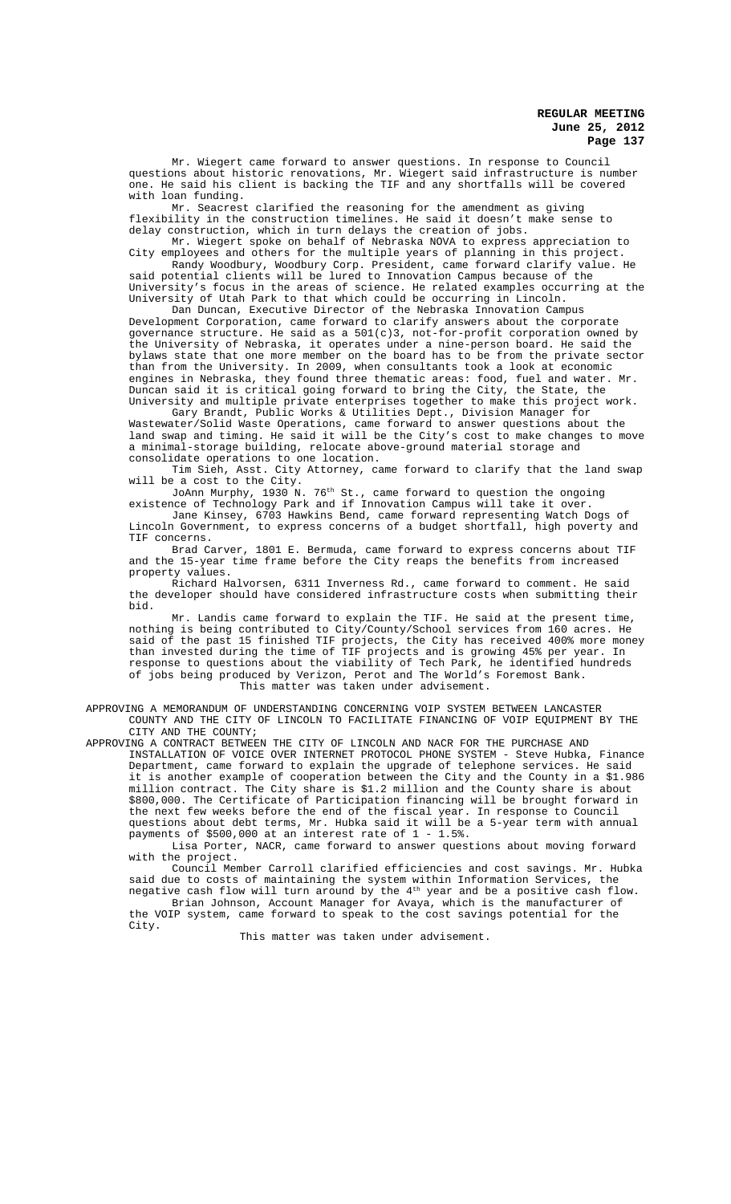Mr. Wiegert came forward to answer questions. In response to Council questions about historic renovations, Mr. Wiegert said infrastructure is number one. He said his client is backing the TIF and any shortfalls will be covered with loan funding.

Mr. Seacrest clarified the reasoning for the amendment as giving flexibility in the construction timelines. He said it doesn't make sense to delay construction, which in turn delays the creation of jobs.

Mr. Wiegert spoke on behalf of Nebraska NOVA to express appreciation to City employees and others for the multiple years of planning in this project.

Randy Woodbury, Woodbury Corp. President, came forward clarify value. He said potential clients will be lured to Innovation Campus because of the University's focus in the areas of science. He related examples occurring at the University of Utah Park to that which could be occurring in Lincoln.

Dan Duncan, Executive Director of the Nebraska Innovation Campus Development Corporation, came forward to clarify answers about the corporate governance structure. He said as a 501(c)3, not-for-profit corporation owned by the University of Nebraska, it operates under a nine-person board. He said the bylaws state that one more member on the board has to be from the private sector than from the University. In 2009, when consultants took a look at economic engines in Nebraska, they found three thematic areas: food, fuel and water. Mr. Duncan said it is critical going forward to bring the City, the State, the University and multiple private enterprises together to make this project work.

Gary Brandt, Public Works & Utilities Dept., Division Manager for Wastewater/Solid Waste Operations, came forward to answer questions about the land swap and timing. He said it will be the City's cost to make changes to move a minimal-storage building, relocate above-ground material storage and consolidate operations to one location.

Tim Sieh, Asst. City Attorney, came forward to clarify that the land swap will be a cost to the City.

JoAnn Murphy, 1930 N. 76th St., came forward to question the ongoing existence of Technology Park and if Innovation Campus will take it over.

Jane Kinsey, 6703 Hawkins Bend, came forward representing Watch Dogs of Lincoln Government, to express concerns of a budget shortfall, high poverty and TIF concerns.

Brad Carver, 1801 E. Bermuda, came forward to express concerns about TIF and the 15-year time frame before the City reaps the benefits from increased property values.

Richard Halvorsen, 6311 Inverness Rd., came forward to comment. He said the developer should have considered infrastructure costs when submitting their bid.

Mr. Landis came forward to explain the TIF. He said at the present time, nothing is being contributed to City/County/School services from 160 acres. He said of the past 15 finished TIF projects, the City has received 400% more money than invested during the time of TIF projects and is growing 45% per year. In response to questions about the viability of Tech Park, he identified hundreds of jobs being produced by Verizon, Perot and The World's Foremost Bank.

This matter was taken under advisement.

APPROVING A MEMORANDUM OF UNDERSTANDING CONCERNING VOIP SYSTEM BETWEEN LANCASTER COUNTY AND THE CITY OF LINCOLN TO FACILITATE FINANCING OF VOIP EQUIPMENT BY THE CITY AND THE COUNTY;

APPROVING A CONTRACT BETWEEN THE CITY OF LINCOLN AND NACR FOR THE PURCHASE AND INSTALLATION OF VOICE OVER INTERNET PROTOCOL PHONE SYSTEM - Steve Hubka, Finance Department, came forward to explain the upgrade of telephone services. He said it is another example of cooperation between the City and the County in a $1.986 million contract. The City share is $1.2 million and the County share is about $800,000. The Certificate of Participation financing will be brought forward in the next few weeks before the end of the fiscal year. In response to Council questions about debt terms, Mr. Hubka said it will be a 5-year term with annual payments of $500,000 at an interest rate of 1 - 1.5%.

Lisa Porter, NACR, came forward to answer questions about moving forward with the project.

Council Member Carroll clarified efficiencies and cost savings. Mr. Hubka said due to costs of maintaining the system within Information Services, the negative cash flow will turn around by the 4th year and be a positive cash flow.

Brian Johnson, Account Manager for Avaya, which is the manufacturer of the VOIP system, came forward to speak to the cost savings potential for the City.

This matter was taken under advisement.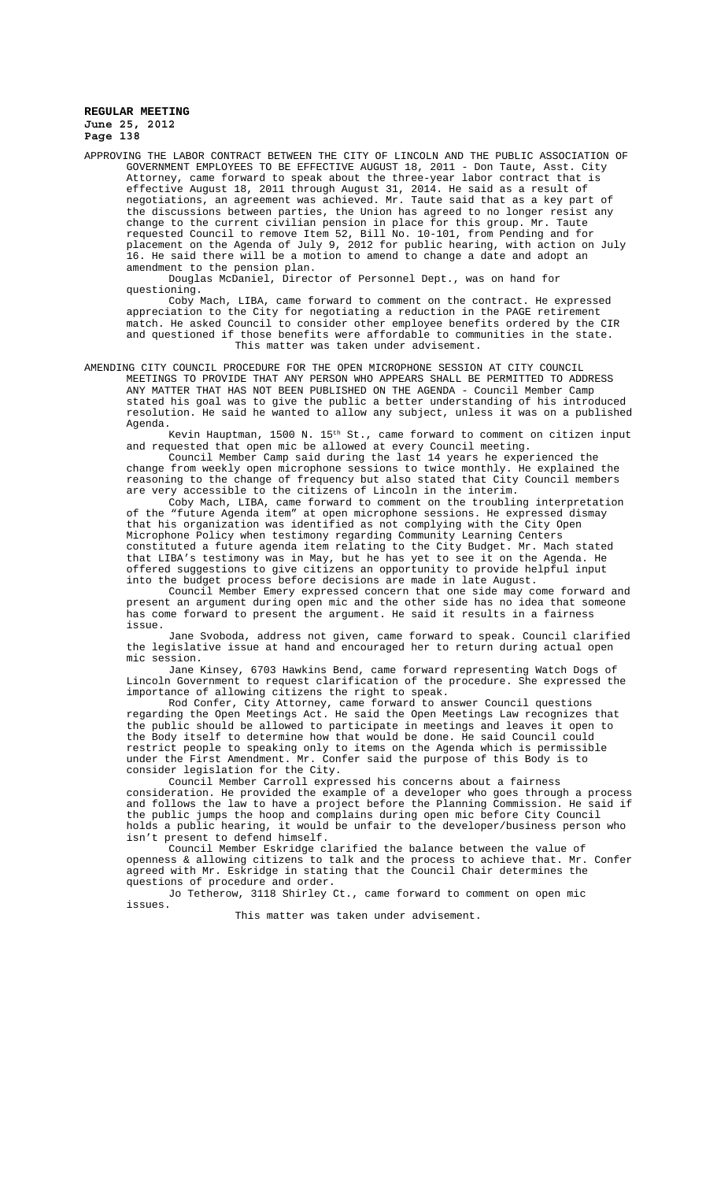APPROVING THE LABOR CONTRACT BETWEEN THE CITY OF LINCOLN AND THE PUBLIC ASSOCIATION OF GOVERNMENT EMPLOYEES TO BE EFFECTIVE AUGUST 18, 2011 - Don Taute, Asst. City Attorney, came forward to speak about the three-year labor contract that is effective August 18, 2011 through August 31, 2014. He said as a result of negotiations, an agreement was achieved. Mr. Taute said that as a key part of the discussions between parties, the Union has agreed to no longer resist any change to the current civilian pension in place for this group. Mr. Taute requested Council to remove Item 52, Bill No. 10-101, from Pending and for placement on the Agenda of July 9, 2012 for public hearing, with action on July 16. He said there will be a motion to amend to change a date and adopt an amendment to the pension plan.

Douglas McDaniel, Director of Personnel Dept., was on hand for questioning.

Coby Mach, LIBA, came forward to comment on the contract. He expressed appreciation to the City for negotiating a reduction in the PAGE retirement match. He asked Council to consider other employee benefits ordered by the CIR and questioned if those benefits were affordable to communities in the state.

This matter was taken under advisement.

AMENDING CITY COUNCIL PROCEDURE FOR THE OPEN MICROPHONE SESSION AT CITY COUNCIL MEETINGS TO PROVIDE THAT ANY PERSON WHO APPEARS SHALL BE PERMITTED TO ADDRESS ANY MATTER THAT HAS NOT BEEN PUBLISHED ON THE AGENDA - Council Member Camp stated his goal was to give the public a better understanding of his introduced resolution. He said he wanted to allow any subject, unless it was on a published Agenda.

Kevin Hauptman, 1500 N. 15th St., came forward to comment on citizen input and requested that open mic be allowed at every Council meeting.

Council Member Camp said during the last 14 years he experienced the change from weekly open microphone sessions to twice monthly. He explained the reasoning to the change of frequency but also stated that City Council members are very accessible to the citizens of Lincoln in the interim.

Coby Mach, LIBA, came forward to comment on the troubling interpretation of the "future Agenda item" at open microphone sessions. He expressed dismay that his organization was identified as not complying with the City Open Microphone Policy when testimony regarding Community Learning Centers constituted a future agenda item relating to the City Budget. Mr. Mach stated that LIBA's testimony was in May, but he has yet to see it on the Agenda. He offered suggestions to give citizens an opportunity to provide helpful input into the budget process before decisions are made in late August.

Council Member Emery expressed concern that one side may come forward and present an argument during open mic and the other side has no idea that someone has come forward to present the argument. He said it results in a fairness issue.

Jane Svoboda, address not given, came forward to speak. Council clarified the legislative issue at hand and encouraged her to return during actual open mic session.

Jane Kinsey, 6703 Hawkins Bend, came forward representing Watch Dogs of Lincoln Government to request clarification of the procedure. She expressed the importance of allowing citizens the right to speak.

Rod Confer, City Attorney, came forward to answer Council questions regarding the Open Meetings Act. He said the Open Meetings Law recognizes that the public should be allowed to participate in meetings and leaves it open to the Body itself to determine how that would be done. He said Council could restrict people to speaking only to items on the Agenda which is permissible under the First Amendment. Mr. Confer said the purpose of this Body is to consider legislation for the City.

Council Member Carroll expressed his concerns about a fairness consideration. He provided the example of a developer who goes through a process and follows the law to have a project before the Planning Commission. He said if the public jumps the hoop and complains during open mic before City Council holds a public hearing, it would be unfair to the developer/business person who isn't present to defend himself.

Council Member Eskridge clarified the balance between the value of openness & allowing citizens to talk and the process to achieve that. Mr. Confer agreed with Mr. Eskridge in stating that the Council Chair determines the questions of procedure and order.

Jo Tetherow, 3118 Shirley Ct., came forward to comment on open mic issues.

This matter was taken under advisement.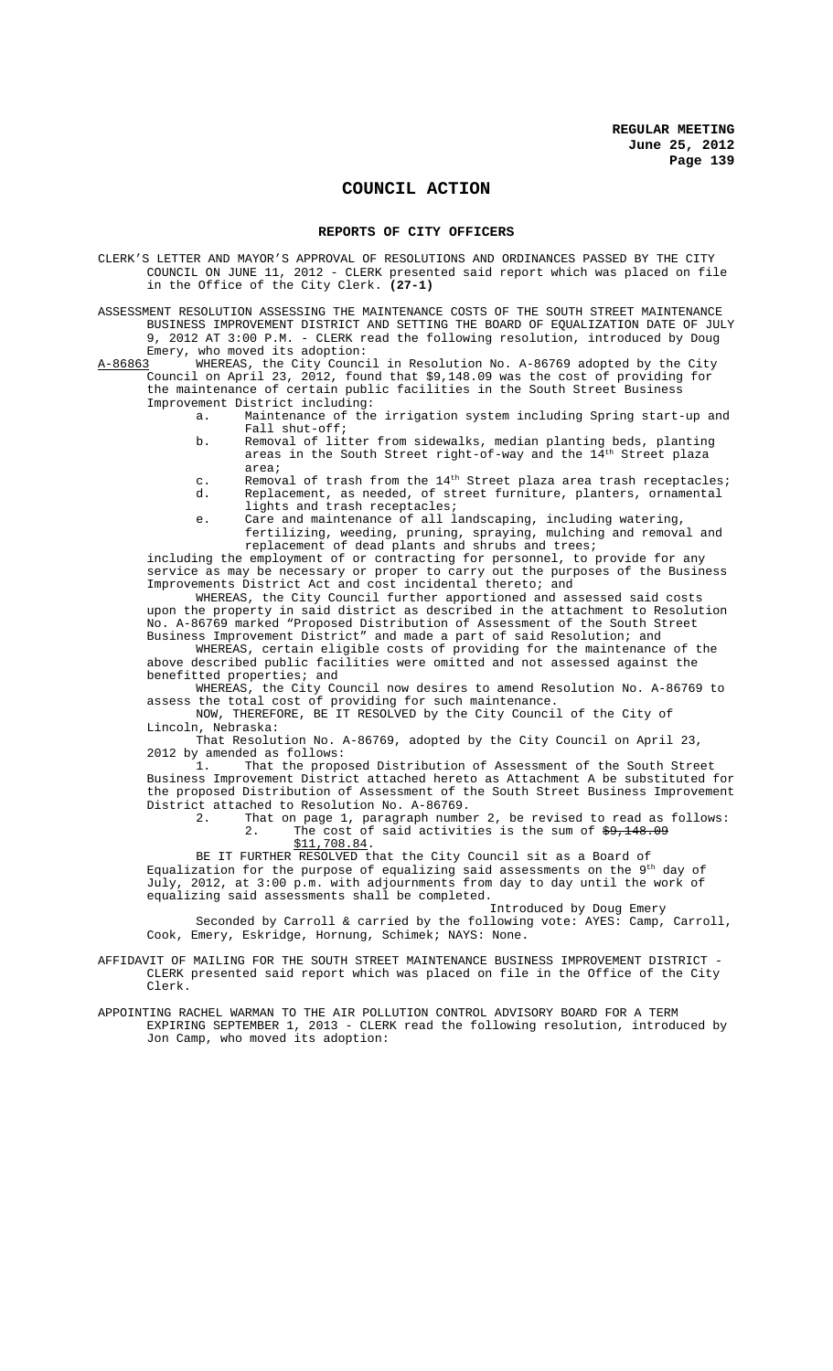# COUNCIL ACTION

## REPORTS OF CITY OFFICERS

CLERK'S LETTER AND MAYOR'S APPROVAL OF RESOLUTIONS AND ORDINANCES PASSED BY THE CITY COUNCIL ON JUNE 11, 2012 - CLERK presented said report which was placed on file in the Office of the City Clerk. **(27-1)**

ASSESSMENT RESOLUTION ASSESSING THE MAINTENANCE COSTS OF THE SOUTH STREET MAINTENANCE BUSINESS IMPROVEMENT DISTRICT AND SETTING THE BOARD OF EQUALIZATION DATE OF JULY 9, 2012 AT 3:00 P.M. - CLERK read the following resolution, introduced by Doug Emery, who moved its adoption:

A-86863 WHEREAS, the City Council in Resolution No. A-86769 adopted by the City Council on April 23, 2012, found that $9,148.09 was the cost of providing for the maintenance of certain public facilities in the South Street Business Improvement District including:

a. Maintenance of the irrigation system including Spring start-up and Fall shut-off;
b. Removal of litter from sidewalks, median planting beds, planting areas in the South Street right-of-way and the 14th Street plaza area;
c. Removal of trash from the 14th Street plaza area trash receptacles;
d. Replacement, as needed, of street furniture, planters, ornamental lights and trash receptacles;
e. Care and maintenance of all landscaping, including watering, fertilizing, weeding, pruning, spraying, mulching and removal and replacement of dead plants and shrubs and trees;

including the employment of or contracting for personnel, to provide for any service as may be necessary or proper to carry out the purposes of the Business Improvements District Act and cost incidental thereto; and

WHEREAS, the City Council further apportioned and assessed said costs upon the property in said district as described in the attachment to Resolution No. A-86769 marked "Proposed Distribution of Assessment of the South Street Business Improvement District" and made a part of said Resolution; and

WHEREAS, certain eligible costs of providing for the maintenance of the above described public facilities were omitted and not assessed against the benefitted properties; and

WHEREAS, the City Council now desires to amend Resolution No. A-86769 to assess the total cost of providing for such maintenance.

NOW, THEREFORE, BE IT RESOLVED by the City Council of the City of Lincoln, Nebraska:

That Resolution No. A-86769, adopted by the City Council on April 23, 2012 by amended as follows:

1. That the proposed Distribution of Assessment of the South Street Business Improvement District attached hereto as Attachment A be substituted for the proposed Distribution of Assessment of the South Street Business Improvement District attached to Resolution No. A-86769.

2. That on page 1, paragraph number 2, be revised to read as follows:
   2. The cost of said activities is the sum of ~~$9,148.09~~ <u>$11,708.84</u>.

BE IT FURTHER RESOLVED that the City Council sit as a Board of Equalization for the purpose of equalizing said assessments on the 9th day of July, 2012, at 3:00 p.m. with adjournments from day to day until the work of equalizing said assessments shall be completed.

Introduced by Doug Emery

Seconded by Carroll & carried by the following vote: AYES: Camp, Carroll, Cook, Emery, Eskridge, Hornung, Schimek; NAYS: None.

AFFIDAVIT OF MAILING FOR THE SOUTH STREET MAINTENANCE BUSINESS IMPROVEMENT DISTRICT - CLERK presented said report which was placed on file in the Office of the City Clerk.

APPOINTING RACHEL WARMAN TO THE AIR POLLUTION CONTROL ADVISORY BOARD FOR A TERM EXPIRING SEPTEMBER 1, 2013 - CLERK read the following resolution, introduced by Jon Camp, who moved its adoption: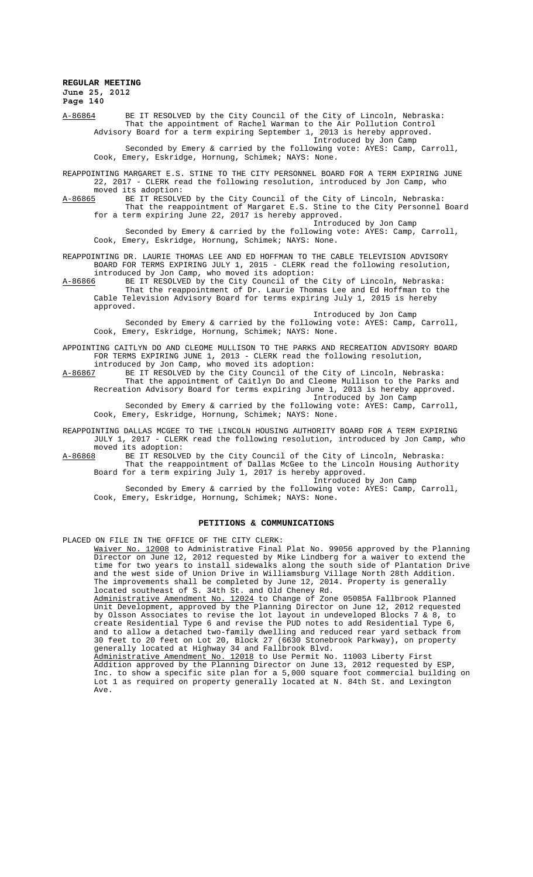A-86864 BE IT RESOLVED by the City Council of the City of Lincoln, Nebraska: That the appointment of Rachel Warman to the Air Pollution Control Advisory Board for a term expiring September 1, 2013 is hereby approved.

Introduced by Jon Camp

Seconded by Emery & carried by the following vote: AYES: Camp, Carroll, Cook, Emery, Eskridge, Hornung, Schimek; NAYS: None.

REAPPOINTING MARGARET E.S. STINE TO THE CITY PERSONNEL BOARD FOR A TERM EXPIRING JUNE 22, 2017 - CLERK read the following resolution, introduced by Jon Camp, who moved its adoption:

A-86865 BE IT RESOLVED by the City Council of the City of Lincoln, Nebraska: That the reappointment of Margaret E.S. Stine to the City Personnel Board for a term expiring June 22, 2017 is hereby approved.

Introduced by Jon Camp

Seconded by Emery & carried by the following vote: AYES: Camp, Carroll, Cook, Emery, Eskridge, Hornung, Schimek; NAYS: None.

REAPPOINTING DR. LAURIE THOMAS LEE AND ED HOFFMAN TO THE CABLE TELEVISION ADVISORY BOARD FOR TERMS EXPIRING JULY 1, 2015 - CLERK read the following resolution, introduced by Jon Camp, who moved its adoption:

A-86866 BE IT RESOLVED by the City Council of the City of Lincoln, Nebraska: That the reappointment of Dr. Laurie Thomas Lee and Ed Hoffman to the Cable Television Advisory Board for terms expiring July 1, 2015 is hereby approved.

Introduced by Jon Camp

Seconded by Emery & carried by the following vote: AYES: Camp, Carroll, Cook, Emery, Eskridge, Hornung, Schimek; NAYS: None.

APPOINTING CAITLYN DO AND CLEOME MULLISON TO THE PARKS AND RECREATION ADVISORY BOARD FOR TERMS EXPIRING JUNE 1, 2013 - CLERK read the following resolution, introduced by Jon Camp, who moved its adoption:

A-86867 BE IT RESOLVED by the City Council of the City of Lincoln, Nebraska: That the appointment of Caitlyn Do and Cleome Mullison to the Parks and Recreation Advisory Board for terms expiring June 1, 2013 is hereby approved.

Introduced by Jon Camp

Seconded by Emery & carried by the following vote: AYES: Camp, Carroll, Cook, Emery, Eskridge, Hornung, Schimek; NAYS: None.

REAPPOINTING DALLAS MCGEE TO THE LINCOLN HOUSING AUTHORITY BOARD FOR A TERM EXPIRING JULY 1, 2017 - CLERK read the following resolution, introduced by Jon Camp, who moved its adoption:

A-86868 BE IT RESOLVED by the City Council of the City of Lincoln, Nebraska: That the reappointment of Dallas McGee to the Lincoln Housing Authority Board for a term expiring July 1, 2017 is hereby approved.

Introduced by Jon Camp

Seconded by Emery & carried by the following vote: AYES: Camp, Carroll, Cook, Emery, Eskridge, Hornung, Schimek; NAYS: None.

## PETITIONS & COMMUNICATIONS

PLACED ON FILE IN THE OFFICE OF THE CITY CLERK:

Waiver No. 12008 to Administrative Final Plat No. 99056 approved by the Planning Director on June 12, 2012 requested by Mike Lindberg for a waiver to extend the time for two years to install sidewalks along the south side of Plantation Drive and the west side of Union Drive in Williamsburg Village North 28th Addition. The improvements shall be completed by June 12, 2014. Property is generally located southeast of S. 34th St. and Old Cheney Rd.

Administrative Amendment No. 12024 to Change of Zone 05085A Fallbrook Planned Unit Development, approved by the Planning Director on June 12, 2012 requested by Olsson Associates to revise the lot layout in undeveloped Blocks 7 & 8, to create Residential Type 6 and revise the PUD notes to add Residential Type 6, and to allow a detached two-family dwelling and reduced rear yard setback from 30 feet to 20 feet on Lot 20, Block 27 (6630 Stonebrook Parkway), on property generally located at Highway 34 and Fallbrook Blvd.

Administrative Amendment No. 12018 to Use Permit No. 11003 Liberty First Addition approved by the Planning Director on June 13, 2012 requested by ESP, Inc. to show a specific site plan for a 5,000 square foot commercial building on Lot 1 as required on property generally located at N. 84th St. and Lexington Ave.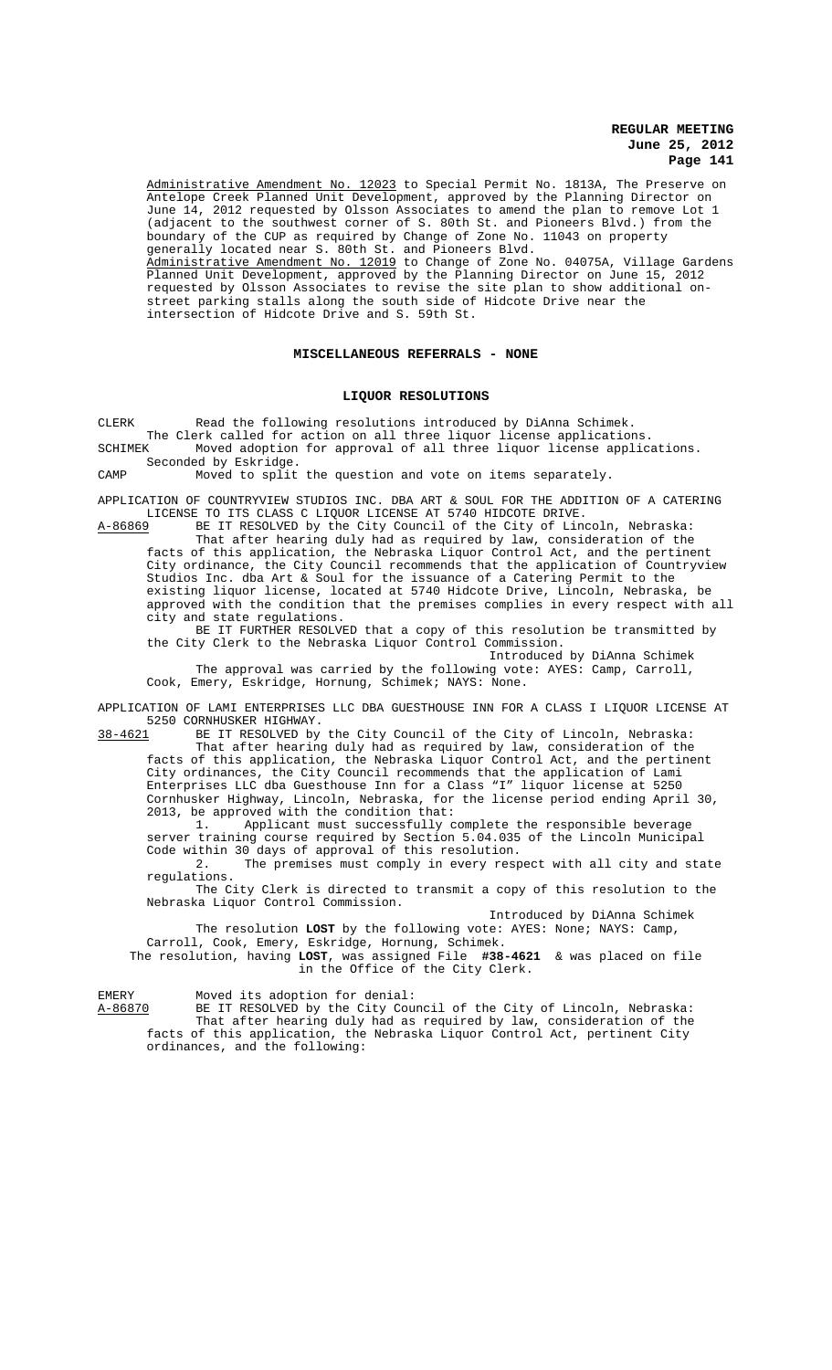Administrative Amendment No. 12023 to Special Permit No. 1813A, The Preserve on Antelope Creek Planned Unit Development, approved by the Planning Director on June 14, 2012 requested by Olsson Associates to amend the plan to remove Lot 1 (adjacent to the southwest corner of S. 80th St. and Pioneers Blvd.) from the boundary of the CUP as required by Change of Zone No. 11043 on property generally located near S. 80th St. and Pioneers Blvd.

Administrative Amendment No. 12019 to Change of Zone No. 04075A, Village Gardens Planned Unit Development, approved by the Planning Director on June 15, 2012 requested by Olsson Associates to revise the site plan to show additional on-street parking stalls along the south side of Hidcote Drive near the intersection of Hidcote Drive and S. 59th St.

## MISCELLANEOUS REFERRALS - NONE

## LIQUOR RESOLUTIONS

CLERK Read the following resolutions introduced by DiAnna Schimek. The Clerk called for action on all three liquor license applications.

SCHIMEK Moved adoption for approval of all three liquor license applications. Seconded by Eskridge.

CAMP Moved to split the question and vote on items separately.

APPLICATION OF COUNTRYVIEW STUDIOS INC. DBA ART & SOUL FOR THE ADDITION OF A CATERING LICENSE TO ITS CLASS C LIQUOR LICENSE AT 5740 HIDCOTE DRIVE.

A-86869 BE IT RESOLVED by the City Council of the City of Lincoln, Nebraska: That after hearing duly had as required by law, consideration of the facts of this application, the Nebraska Liquor Control Act, and the pertinent City ordinance, the City Council recommends that the application of Countryview Studios Inc. dba Art & Soul for the issuance of a Catering Permit to the existing liquor license, located at 5740 Hidcote Drive, Lincoln, Nebraska, be approved with the condition that the premises complies in every respect with all city and state regulations.

BE IT FURTHER RESOLVED that a copy of this resolution be transmitted by the City Clerk to the Nebraska Liquor Control Commission.

Introduced by DiAnna Schimek

The approval was carried by the following vote: AYES: Camp, Carroll, Cook, Emery, Eskridge, Hornung, Schimek; NAYS: None.

APPLICATION OF LAMI ENTERPRISES LLC DBA GUESTHOUSE INN FOR A CLASS I LIQUOR LICENSE AT 5250 CORNHUSKER HIGHWAY.

38-4621 BE IT RESOLVED by the City Council of the City of Lincoln, Nebraska: That after hearing duly had as required by law, consideration of the facts of this application, the Nebraska Liquor Control Act, and the pertinent City ordinances, the City Council recommends that the application of Lami Enterprises LLC dba Guesthouse Inn for a Class "I" liquor license at 5250 Cornhusker Highway, Lincoln, Nebraska, for the license period ending April 30, 2013, be approved with the condition that:

1. Applicant must successfully complete the responsible beverage server training course required by Section 5.04.035 of the Lincoln Municipal Code within 30 days of approval of this resolution.
2. The premises must comply in every respect with all city and state regulations.

The City Clerk is directed to transmit a copy of this resolution to the Nebraska Liquor Control Commission.

Introduced by DiAnna Schimek

The resolution **LOST** by the following vote: AYES: None; NAYS: Camp, Carroll, Cook, Emery, Eskridge, Hornung, Schimek.

The resolution, having **LOST**, was assigned File **#38-4621** & was placed on file in the Office of the City Clerk.

EMERY Moved its adoption for denial:

A-86870 BE IT RESOLVED by the City Council of the City of Lincoln, Nebraska: That after hearing duly had as required by law, consideration of the facts of this application, the Nebraska Liquor Control Act, pertinent City ordinances, and the following: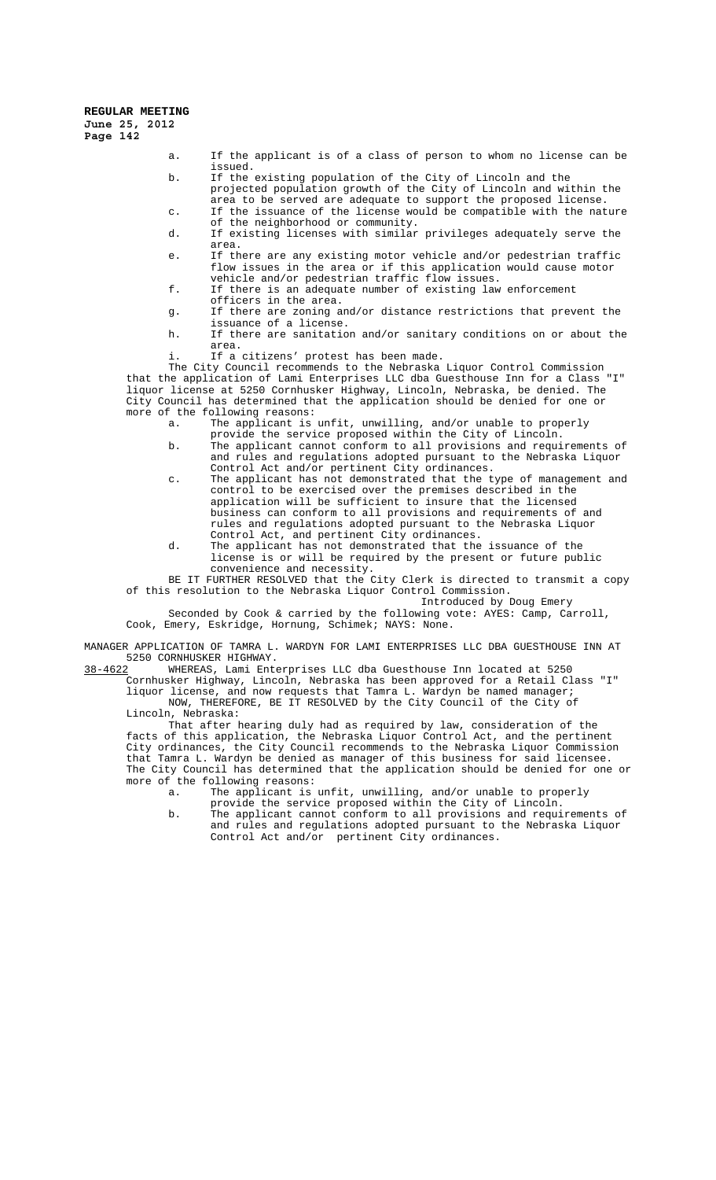- a. If the applicant is of a class of person to whom no license can be issued.
- b. If the existing population of the City of Lincoln and the projected population growth of the City of Lincoln and within the area to be served are adequate to support the proposed license.
- c. If the issuance of the license would be compatible with the nature of the neighborhood or community.
- d. If existing licenses with similar privileges adequately serve the area.
- e. If there are any existing motor vehicle and/or pedestrian traffic flow issues in the area or if this application would cause motor vehicle and/or pedestrian traffic flow issues.
- f. If there is an adequate number of existing law enforcement officers in the area.
- g. If there are zoning and/or distance restrictions that prevent the issuance of a license.
- h. If there are sanitation and/or sanitary conditions on or about the area.
- i. If a citizens' protest has been made.

The City Council recommends to the Nebraska Liquor Control Commission that the application of Lami Enterprises LLC dba Guesthouse Inn for a Class "I" liquor license at 5250 Cornhusker Highway, Lincoln, Nebraska, be denied. The City Council has determined that the application should be denied for one or more of the following reasons:

- a. The applicant is unfit, unwilling, and/or unable to properly provide the service proposed within the City of Lincoln.
- b. The applicant cannot conform to all provisions and requirements of and rules and regulations adopted pursuant to the Nebraska Liquor Control Act and/or pertinent City ordinances.
- c. The applicant has not demonstrated that the type of management and control to be exercised over the premises described in the application will be sufficient to insure that the licensed business can conform to all provisions and requirements of and rules and regulations adopted pursuant to the Nebraska Liquor Control Act, and pertinent City ordinances.
- d. The applicant has not demonstrated that the issuance of the license is or will be required by the present or future public convenience and necessity.

BE IT FURTHER RESOLVED that the City Clerk is directed to transmit a copy of this resolution to the Nebraska Liquor Control Commission.

Introduced by Doug Emery

Seconded by Cook & carried by the following vote: AYES: Camp, Carroll, Cook, Emery, Eskridge, Hornung, Schimek; NAYS: None.

MANAGER APPLICATION OF TAMRA L. WARDYN FOR LAMI ENTERPRISES LLC DBA GUESTHOUSE INN AT 5250 CORNHUSKER HIGHWAY.

38-4622 WHEREAS, Lami Enterprises LLC dba Guesthouse Inn located at 5250 Cornhusker Highway, Lincoln, Nebraska has been approved for a Retail Class "I" liquor license, and now requests that Tamra L. Wardyn be named manager;

NOW, THEREFORE, BE IT RESOLVED by the City Council of the City of Lincoln, Nebraska:

That after hearing duly had as required by law, consideration of the facts of this application, the Nebraska Liquor Control Act, and the pertinent City ordinances, the City Council recommends to the Nebraska Liquor Commission that Tamra L. Wardyn be denied as manager of this business for said licensee. The City Council has determined that the application should be denied for one or more of the following reasons:

- a. The applicant is unfit, unwilling, and/or unable to properly provide the service proposed within the City of Lincoln.
- b. The applicant cannot conform to all provisions and requirements of and rules and regulations adopted pursuant to the Nebraska Liquor Control Act and/or pertinent City ordinances.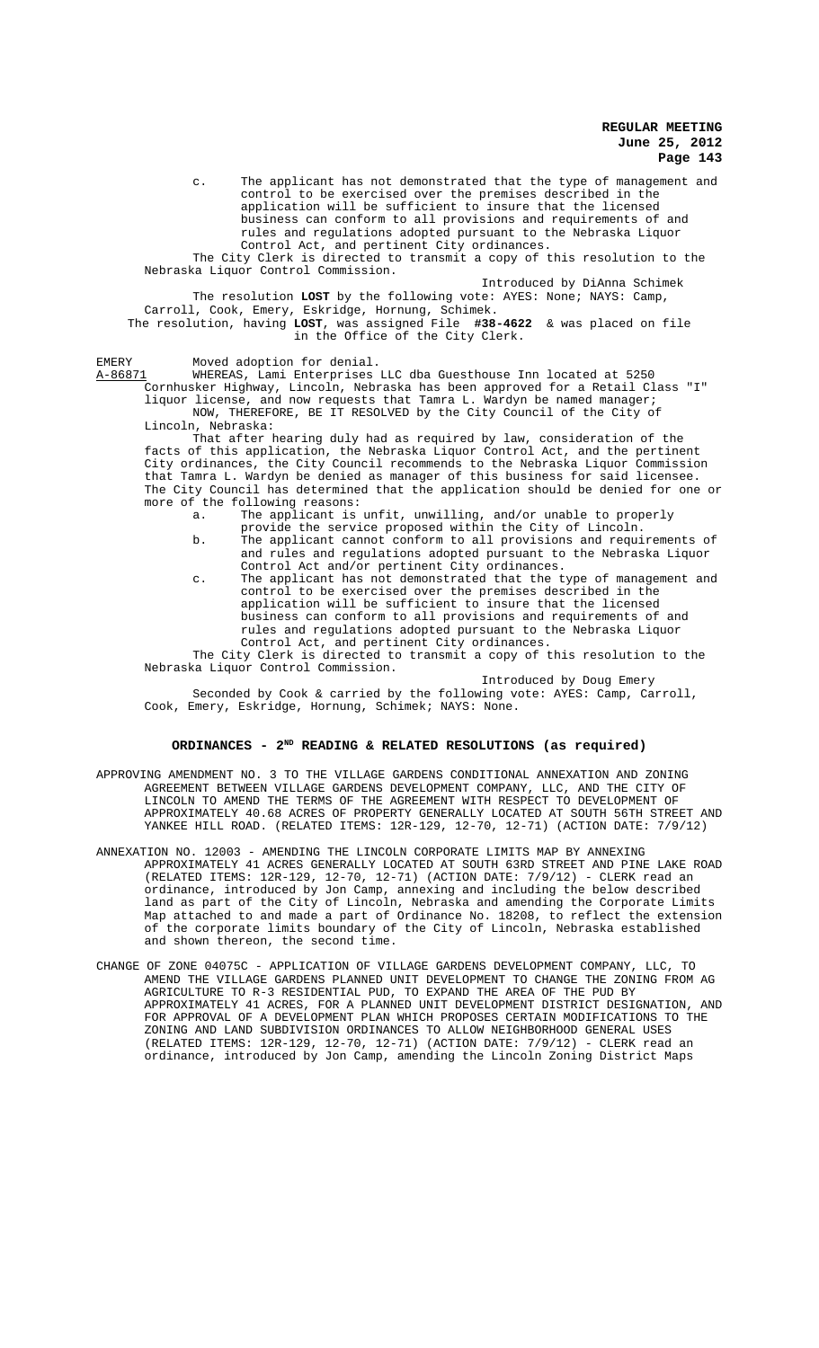c. The applicant has not demonstrated that the type of management and control to be exercised over the premises described in the application will be sufficient to insure that the licensed business can conform to all provisions and requirements of and rules and regulations adopted pursuant to the Nebraska Liquor Control Act, and pertinent City ordinances.

The City Clerk is directed to transmit a copy of this resolution to the Nebraska Liquor Control Commission.

Introduced by DiAnna Schimek

The resolution **LOST** by the following vote: AYES: None; NAYS: Camp, Carroll, Cook, Emery, Eskridge, Hornung, Schimek.

The resolution, having **LOST**, was assigned File **#38-4622** & was placed on file in the Office of the City Clerk.

EMERY Moved adoption for denial.

A-86871 WHEREAS, Lami Enterprises LLC dba Guesthouse Inn located at 5250 Cornhusker Highway, Lincoln, Nebraska has been approved for a Retail Class "I" liquor license, and now requests that Tamra L. Wardyn be named manager;

NOW, THEREFORE, BE IT RESOLVED by the City Council of the City of Lincoln, Nebraska:

That after hearing duly had as required by law, consideration of the facts of this application, the Nebraska Liquor Control Act, and the pertinent City ordinances, the City Council recommends to the Nebraska Liquor Commission that Tamra L. Wardyn be denied as manager of this business for said licensee. The City Council has determined that the application should be denied for one or more of the following reasons:

a. The applicant is unfit, unwilling, and/or unable to properly provide the service proposed within the City of Lincoln.

b. The applicant cannot conform to all provisions and requirements of and rules and regulations adopted pursuant to the Nebraska Liquor Control Act and/or pertinent City ordinances.

c. The applicant has not demonstrated that the type of management and control to be exercised over the premises described in the application will be sufficient to insure that the licensed business can conform to all provisions and requirements of and rules and regulations adopted pursuant to the Nebraska Liquor Control Act, and pertinent City ordinances.

The City Clerk is directed to transmit a copy of this resolution to the Nebraska Liquor Control Commission.

Introduced by Doug Emery

Seconded by Cook & carried by the following vote: AYES: Camp, Carroll, Cook, Emery, Eskridge, Hornung, Schimek; NAYS: None.

## ORDINANCES - 2ND READING & RELATED RESOLUTIONS (as required)

APPROVING AMENDMENT NO. 3 TO THE VILLAGE GARDENS CONDITIONAL ANNEXATION AND ZONING AGREEMENT BETWEEN VILLAGE GARDENS DEVELOPMENT COMPANY, LLC, AND THE CITY OF LINCOLN TO AMEND THE TERMS OF THE AGREEMENT WITH RESPECT TO DEVELOPMENT OF APPROXIMATELY 40.68 ACRES OF PROPERTY GENERALLY LOCATED AT SOUTH 56TH STREET AND YANKEE HILL ROAD. (RELATED ITEMS: 12R-129, 12-70, 12-71) (ACTION DATE: 7/9/12)

ANNEXATION NO. 12003 - AMENDING THE LINCOLN CORPORATE LIMITS MAP BY ANNEXING APPROXIMATELY 41 ACRES GENERALLY LOCATED AT SOUTH 63RD STREET AND PINE LAKE ROAD (RELATED ITEMS: 12R-129, 12-70, 12-71) (ACTION DATE: 7/9/12) - CLERK read an ordinance, introduced by Jon Camp, annexing and including the below described land as part of the City of Lincoln, Nebraska and amending the Corporate Limits Map attached to and made a part of Ordinance No. 18208, to reflect the extension of the corporate limits boundary of the City of Lincoln, Nebraska established and shown thereon, the second time.

CHANGE OF ZONE 04075C - APPLICATION OF VILLAGE GARDENS DEVELOPMENT COMPANY, LLC, TO AMEND THE VILLAGE GARDENS PLANNED UNIT DEVELOPMENT TO CHANGE THE ZONING FROM AG AGRICULTURE TO R-3 RESIDENTIAL PUD, TO EXPAND THE AREA OF THE PUD BY APPROXIMATELY 41 ACRES, FOR A PLANNED UNIT DEVELOPMENT DISTRICT DESIGNATION, AND FOR APPROVAL OF A DEVELOPMENT PLAN WHICH PROPOSES CERTAIN MODIFICATIONS TO THE ZONING AND LAND SUBDIVISION ORDINANCES TO ALLOW NEIGHBORHOOD GENERAL USES (RELATED ITEMS: 12R-129, 12-70, 12-71) (ACTION DATE: 7/9/12) - CLERK read an ordinance, introduced by Jon Camp, amending the Lincoln Zoning District Maps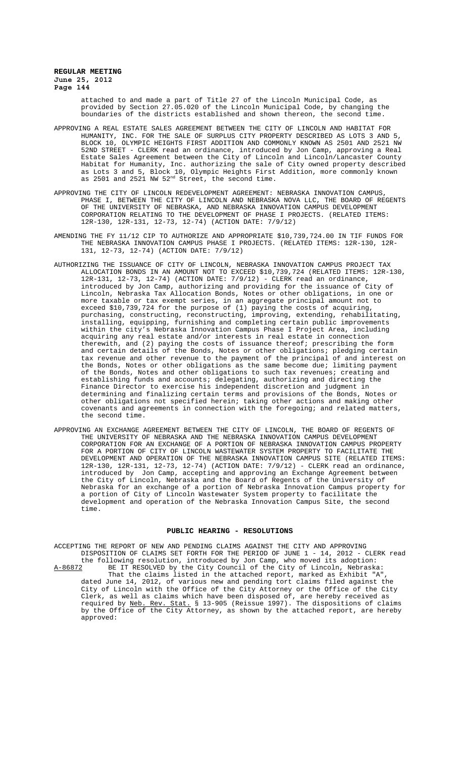attached to and made a part of Title 27 of the Lincoln Municipal Code, as provided by Section 27.05.020 of the Lincoln Municipal Code, by changing the boundaries of the districts established and shown thereon, the second time.

APPROVING A REAL ESTATE SALES AGREEMENT BETWEEN THE CITY OF LINCOLN AND HABITAT FOR HUMANITY, INC. FOR THE SALE OF SURPLUS CITY PROPERTY DESCRIBED AS LOTS 3 AND 5, BLOCK 10, OLYMPIC HEIGHTS FIRST ADDITION AND COMMONLY KNOWN AS 2501 AND 2521 NW 52ND STREET - CLERK read an ordinance, introduced by Jon Camp, approving a Real Estate Sales Agreement between the City of Lincoln and Lincoln/Lancaster County Habitat for Humanity, Inc. authorizing the sale of City owned property described as Lots 3 and 5, Block 10, Olympic Heights First Addition, more commonly known as 2501 and 2521 NW 52nd Street, the second time.

APPROVING THE CITY OF LINCOLN REDEVELOPMENT AGREEMENT: NEBRASKA INNOVATION CAMPUS, PHASE I, BETWEEN THE CITY OF LINCOLN AND NEBRASKA NOVA LLC, THE BOARD OF REGENTS OF THE UNIVERSITY OF NEBRASKA, AND NEBRASKA INNOVATION CAMPUS DEVELOPMENT CORPORATION RELATING TO THE DEVELOPMENT OF PHASE I PROJECTS. (RELATED ITEMS: 12R-130, 12R-131, 12-73, 12-74) (ACTION DATE: 7/9/12)

AMENDING THE FY 11/12 CIP TO AUTHORIZE AND APPROPRIATE $10,739,724.00 IN TIF FUNDS FOR THE NEBRASKA INNOVATION CAMPUS PHASE I PROJECTS. (RELATED ITEMS: 12R-130, 12R-131, 12-73, 12-74) (ACTION DATE: 7/9/12)

AUTHORIZING THE ISSUANCE OF CITY OF LINCOLN, NEBRASKA INNOVATION CAMPUS PROJECT TAX ALLOCATION BONDS IN AN AMOUNT NOT TO EXCEED $10,739,724 (RELATED ITEMS: 12R-130, 12R-131, 12-73, 12-74) (ACTION DATE: 7/9/12) - CLERK read an ordinance, introduced by Jon Camp, authorizing and providing for the issuance of City of Lincoln, Nebraska Tax Allocation Bonds, Notes or other obligations, in one or more taxable or tax exempt series, in an aggregate principal amount not to exceed $10,739,724 for the purpose of (1) paying the costs of acquiring, purchasing, constructing, reconstructing, improving, extending, rehabilitating, installing, equipping, furnishing and completing certain public improvements within the city's Nebraska Innovation Campus Phase I Project Area, including acquiring any real estate and/or interests in real estate in connection therewith, and (2) paying the costs of issuance thereof; prescribing the form and certain details of the Bonds, Notes or other obligations; pledging certain tax revenue and other revenue to the payment of the principal of and interest on the Bonds, Notes or other obligations as the same become due; limiting payment of the Bonds, Notes and other obligations to such tax revenues; creating and establishing funds and accounts; delegating, authorizing and directing the Finance Director to exercise his independent discretion and judgment in determining and finalizing certain terms and provisions of the Bonds, Notes or other obligations not specified herein; taking other actions and making other covenants and agreements in connection with the foregoing; and related matters, the second time.

APPROVING AN EXCHANGE AGREEMENT BETWEEN THE CITY OF LINCOLN, THE BOARD OF REGENTS OF THE UNIVERSITY OF NEBRASKA AND THE NEBRASKA INNOVATION CAMPUS DEVELOPMENT CORPORATION FOR AN EXCHANGE OF A PORTION OF NEBRASKA INNOVATION CAMPUS PROPERTY FOR A PORTION OF CITY OF LINCOLN WASTEWATER SYSTEM PROPERTY TO FACILITATE THE DEVELOPMENT AND OPERATION OF THE NEBRASKA INNOVATION CAMPUS SITE (RELATED ITEMS: 12R-130, 12R-131, 12-73, 12-74) (ACTION DATE: 7/9/12) - CLERK read an ordinance, introduced by Jon Camp, accepting and approving an Exchange Agreement between the City of Lincoln, Nebraska and the Board of Regents of the University of Nebraska for an exchange of a portion of Nebraska Innovation Campus property for a portion of City of Lincoln Wastewater System property to facilitate the development and operation of the Nebraska Innovation Campus Site, the second time.

## PUBLIC HEARING - RESOLUTIONS

ACCEPTING THE REPORT OF NEW AND PENDING CLAIMS AGAINST THE CITY AND APPROVING DISPOSITION OF CLAIMS SET FORTH FOR THE PERIOD OF JUNE 1 - 14, 2012 - CLERK read the following resolution, introduced by Jon Camp, who moved its adoption:

A-86872 BE IT RESOLVED by the City Council of the City of Lincoln, Nebraska:

That the claims listed in the attached report, marked as Exhibit "A", dated June 14, 2012, of various new and pending tort claims filed against the City of Lincoln with the Office of the City Attorney or the Office of the City Clerk, as well as claims which have been disposed of, are hereby received as required by Neb. Rev. Stat. § 13-905 (Reissue 1997). The dispositions of claims by the Office of the City Attorney, as shown by the attached report, are hereby approved: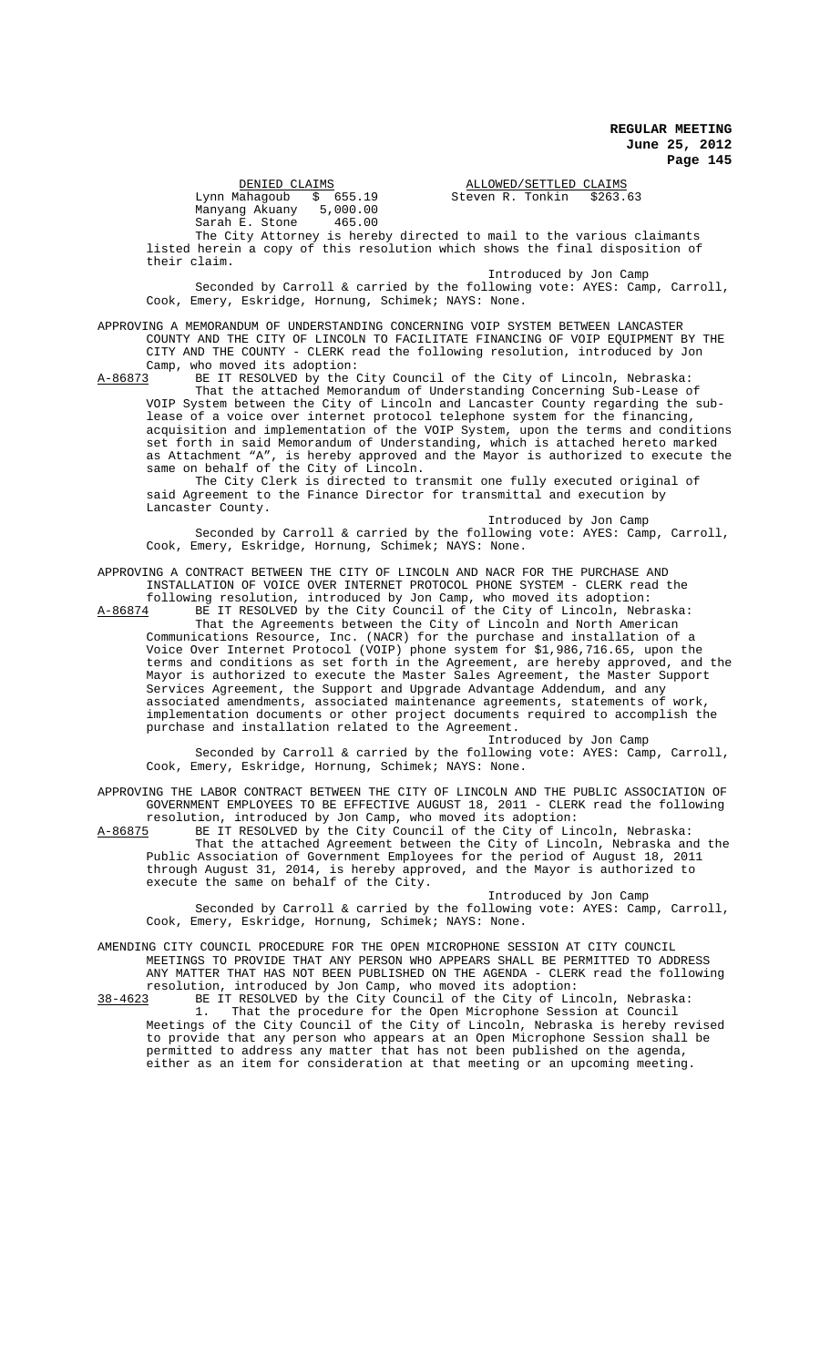| DENIED CLAIMS | | ALLOWED/SETTLED CLAIMS | |
|---|---|---|---|
| Lynn Mahagoub | $ 655.19 | Steven R. Tonkin | $263.63 |
| Manyang Akuany | 5,000.00 | | |
| Sarah E. Stone | 465.00 | | |

The City Attorney is hereby directed to mail to the various claimants listed herein a copy of this resolution which shows the final disposition of their claim.

Introduced by Jon Camp

Seconded by Carroll & carried by the following vote: AYES: Camp, Carroll, Cook, Emery, Eskridge, Hornung, Schimek; NAYS: None.

APPROVING A MEMORANDUM OF UNDERSTANDING CONCERNING VOIP SYSTEM BETWEEN LANCASTER COUNTY AND THE CITY OF LINCOLN TO FACILITATE FINANCING OF VOIP EQUIPMENT BY THE CITY AND THE COUNTY - CLERK read the following resolution, introduced by Jon Camp, who moved its adoption:

A-86873 BE IT RESOLVED by the City Council of the City of Lincoln, Nebraska:

That the attached Memorandum of Understanding Concerning Sub-Lease of VOIP System between the City of Lincoln and Lancaster County regarding the sub-lease of a voice over internet protocol telephone system for the financing, acquisition and implementation of the VOIP System, upon the terms and conditions set forth in said Memorandum of Understanding, which is attached hereto marked as Attachment "A", is hereby approved and the Mayor is authorized to execute the same on behalf of the City of Lincoln.

The City Clerk is directed to transmit one fully executed original of said Agreement to the Finance Director for transmittal and execution by Lancaster County.

Introduced by Jon Camp

Seconded by Carroll & carried by the following vote: AYES: Camp, Carroll, Cook, Emery, Eskridge, Hornung, Schimek; NAYS: None.

APPROVING A CONTRACT BETWEEN THE CITY OF LINCOLN AND NACR FOR THE PURCHASE AND INSTALLATION OF VOICE OVER INTERNET PROTOCOL PHONE SYSTEM - CLERK read the following resolution, introduced by Jon Camp, who moved its adoption:

A-86874 BE IT RESOLVED by the City Council of the City of Lincoln, Nebraska:

That the Agreements between the City of Lincoln and North American Communications Resource, Inc. (NACR) for the purchase and installation of a Voice Over Internet Protocol (VOIP) phone system for $1,986,716.65, upon the terms and conditions as set forth in the Agreement, are hereby approved, and the Mayor is authorized to execute the Master Sales Agreement, the Master Support Services Agreement, the Support and Upgrade Advantage Addendum, and any associated amendments, associated maintenance agreements, statements of work, implementation documents or other project documents required to accomplish the purchase and installation related to the Agreement.

Introduced by Jon Camp

Seconded by Carroll & carried by the following vote: AYES: Camp, Carroll, Cook, Emery, Eskridge, Hornung, Schimek; NAYS: None.

APPROVING THE LABOR CONTRACT BETWEEN THE CITY OF LINCOLN AND THE PUBLIC ASSOCIATION OF GOVERNMENT EMPLOYEES TO BE EFFECTIVE AUGUST 18, 2011 - CLERK read the following resolution, introduced by Jon Camp, who moved its adoption:

A-86875 BE IT RESOLVED by the City Council of the City of Lincoln, Nebraska:

That the attached Agreement between the City of Lincoln, Nebraska and the Public Association of Government Employees for the period of August 18, 2011 through August 31, 2014, is hereby approved, and the Mayor is authorized to execute the same on behalf of the City.

Introduced by Jon Camp

Seconded by Carroll & carried by the following vote: AYES: Camp, Carroll, Cook, Emery, Eskridge, Hornung, Schimek; NAYS: None.

AMENDING CITY COUNCIL PROCEDURE FOR THE OPEN MICROPHONE SESSION AT CITY COUNCIL MEETINGS TO PROVIDE THAT ANY PERSON WHO APPEARS SHALL BE PERMITTED TO ADDRESS ANY MATTER THAT HAS NOT BEEN PUBLISHED ON THE AGENDA - CLERK read the following resolution, introduced by Jon Camp, who moved its adoption:

38-4623 BE IT RESOLVED by the City Council of the City of Lincoln, Nebraska:

1. That the procedure for the Open Microphone Session at Council Meetings of the City Council of the City of Lincoln, Nebraska is hereby revised to provide that any person who appears at an Open Microphone Session shall be permitted to address any matter that has not been published on the agenda, either as an item for consideration at that meeting or an upcoming meeting.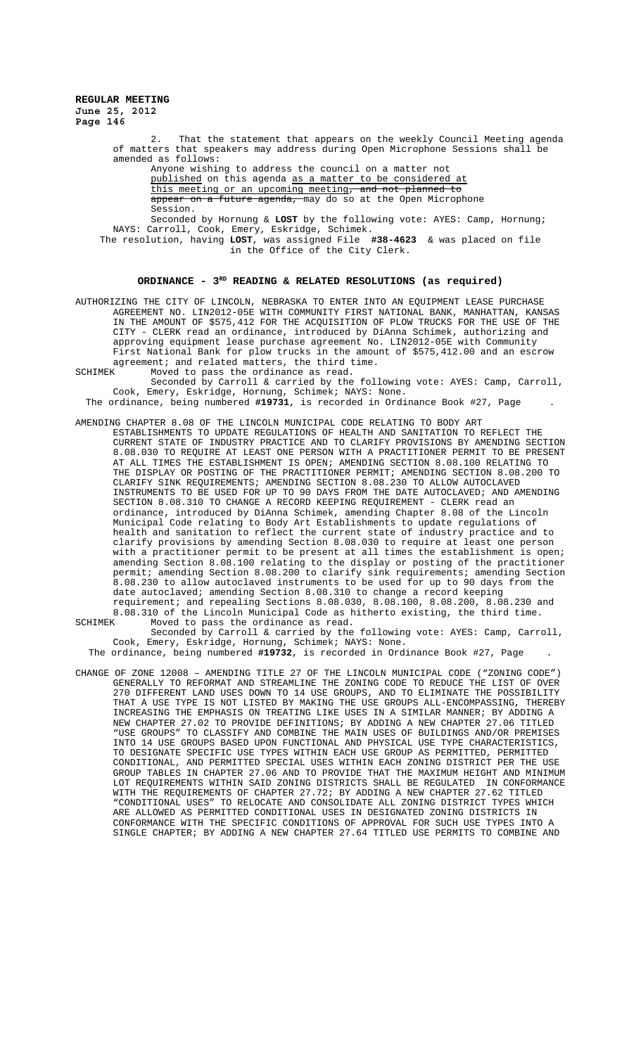2. That the statement that appears on the weekly Council Meeting agenda of matters that speakers may address during Open Microphone Sessions shall be amended as follows:

Anyone wishing to address the council on a matter not published on this agenda as a matter to be considered at this meeting or an upcoming meeting, and not planned to appear on a future agenda, may do so at the Open Microphone Session.

Seconded by Hornung & **LOST** by the following vote: AYES: Camp, Hornung; NAYS: Carroll, Cook, Emery, Eskridge, Schimek.

The resolution, having **LOST**, was assigned File **#38-4623** & was placed on file in the Office of the City Clerk.

## ORDINANCE - 3RD READING & RELATED RESOLUTIONS (as required)

AUTHORIZING THE CITY OF LINCOLN, NEBRASKA TO ENTER INTO AN EQUIPMENT LEASE PURCHASE AGREEMENT NO. LIN2012-05E WITH COMMUNITY FIRST NATIONAL BANK, MANHATTAN, KANSAS IN THE AMOUNT OF $575,412 FOR THE ACQUISITION OF PLOW TRUCKS FOR THE USE OF THE CITY - CLERK read an ordinance, introduced by DiAnna Schimek, authorizing and approving equipment lease purchase agreement No. LIN2012-05E with Community First National Bank for plow trucks in the amount of $575,412.00 and an escrow agreement; and related matters, the third time.

SCHIMEK Moved to pass the ordinance as read.

Seconded by Carroll & carried by the following vote: AYES: Camp, Carroll, Cook, Emery, Eskridge, Hornung, Schimek; NAYS: None.

The ordinance, being numbered **#19731**, is recorded in Ordinance Book #27, Page .

AMENDING CHAPTER 8.08 OF THE LINCOLN MUNICIPAL CODE RELATING TO BODY ART ESTABLISHMENTS TO UPDATE REGULATIONS OF HEALTH AND SANITATION TO REFLECT THE CURRENT STATE OF INDUSTRY PRACTICE AND TO CLARIFY PROVISIONS BY AMENDING SECTION 8.08.030 TO REQUIRE AT LEAST ONE PERSON WITH A PRACTITIONER PERMIT TO BE PRESENT AT ALL TIMES THE ESTABLISHMENT IS OPEN; AMENDING SECTION 8.08.100 RELATING TO THE DISPLAY OR POSTING OF THE PRACTITIONER PERMIT; AMENDING SECTION 8.08.200 TO CLARIFY SINK REQUIREMENTS; AMENDING SECTION 8.08.230 TO ALLOW AUTOCLAVED INSTRUMENTS TO BE USED FOR UP TO 90 DAYS FROM THE DATE AUTOCLAVED; AND AMENDING SECTION 8.08.310 TO CHANGE A RECORD KEEPING REQUIREMENT - CLERK read an ordinance, introduced by DiAnna Schimek, amending Chapter 8.08 of the Lincoln Municipal Code relating to Body Art Establishments to update regulations of health and sanitation to reflect the current state of industry practice and to clarify provisions by amending Section 8.08.030 to require at least one person with a practitioner permit to be present at all times the establishment is open; amending Section 8.08.100 relating to the display or posting of the practitioner permit; amending Section 8.08.200 to clarify sink requirements; amending Section 8.08.230 to allow autoclaved instruments to be used for up to 90 days from the date autoclaved; amending Section 8.08.310 to change a record keeping requirement; and repealing Sections 8.08.030, 8.08.100, 8.08.200, 8.08.230 and 8.08.310 of the Lincoln Municipal Code as hitherto existing, the third time.

SCHIMEK Moved to pass the ordinance as read.

Seconded by Carroll & carried by the following vote: AYES: Camp, Carroll, Cook, Emery, Eskridge, Hornung, Schimek; NAYS: None.

The ordinance, being numbered **#19732**, is recorded in Ordinance Book #27, Page .

CHANGE OF ZONE 12008 – AMENDING TITLE 27 OF THE LINCOLN MUNICIPAL CODE ("ZONING CODE") GENERALLY TO REFORMAT AND STREAMLINE THE ZONING CODE TO REDUCE THE LIST OF OVER 270 DIFFERENT LAND USES DOWN TO 14 USE GROUPS, AND TO ELIMINATE THE POSSIBILITY THAT A USE TYPE IS NOT LISTED BY MAKING THE USE GROUPS ALL-ENCOMPASSING, THEREBY INCREASING THE EMPHASIS ON TREATING LIKE USES IN A SIMILAR MANNER; BY ADDING A NEW CHAPTER 27.02 TO PROVIDE DEFINITIONS; BY ADDING A NEW CHAPTER 27.06 TITLED "USE GROUPS" TO CLASSIFY AND COMBINE THE MAIN USES OF BUILDINGS AND/OR PREMISES INTO 14 USE GROUPS BASED UPON FUNCTIONAL AND PHYSICAL USE TYPE CHARACTERISTICS, TO DESIGNATE SPECIFIC USE TYPES WITHIN EACH USE GROUP AS PERMITTED, PERMITTED CONDITIONAL, AND PERMITTED SPECIAL USES WITHIN EACH ZONING DISTRICT PER THE USE GROUP TABLES IN CHAPTER 27.06 AND TO PROVIDE THAT THE MAXIMUM HEIGHT AND MINIMUM LOT REQUIREMENTS WITHIN SAID ZONING DISTRICTS SHALL BE REGULATED IN CONFORMANCE WITH THE REQUIREMENTS OF CHAPTER 27.72; BY ADDING A NEW CHAPTER 27.62 TITLED "CONDITIONAL USES" TO RELOCATE AND CONSOLIDATE ALL ZONING DISTRICT TYPES WHICH ARE ALLOWED AS PERMITTED CONDITIONAL USES IN DESIGNATED ZONING DISTRICTS IN CONFORMANCE WITH THE SPECIFIC CONDITIONS OF APPROVAL FOR SUCH USE TYPES INTO A SINGLE CHAPTER; BY ADDING A NEW CHAPTER 27.64 TITLED USE PERMITS TO COMBINE AND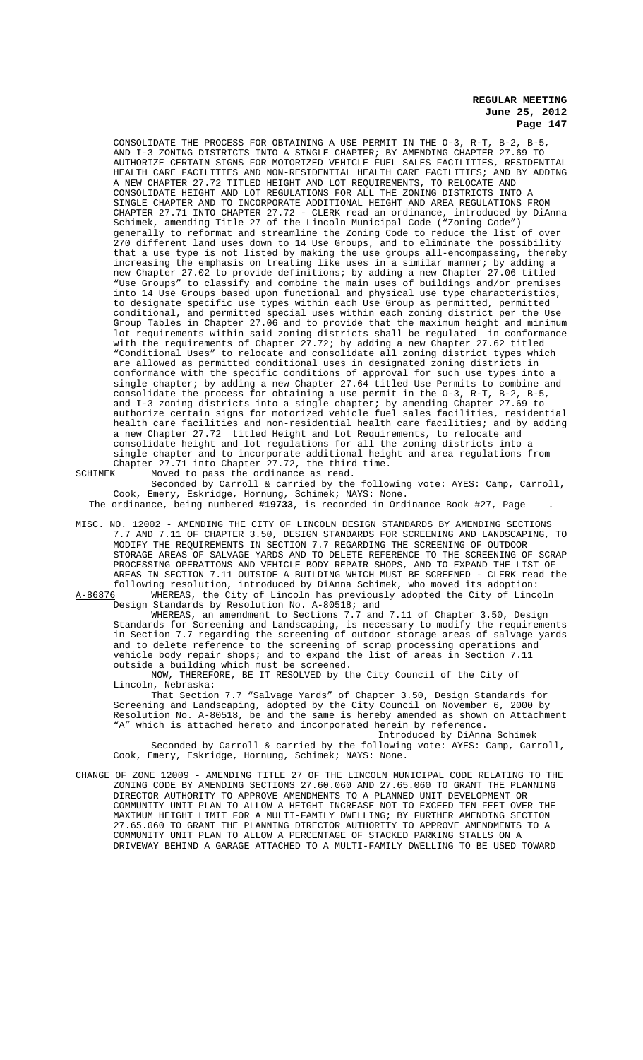CONSOLIDATE THE PROCESS FOR OBTAINING A USE PERMIT IN THE O-3, R-T, B-2, B-5, AND I-3 ZONING DISTRICTS INTO A SINGLE CHAPTER; BY AMENDING CHAPTER 27.69 TO AUTHORIZE CERTAIN SIGNS FOR MOTORIZED VEHICLE FUEL SALES FACILITIES, RESIDENTIAL HEALTH CARE FACILITIES AND NON-RESIDENTIAL HEALTH CARE FACILITIES; AND BY ADDING A NEW CHAPTER 27.72 TITLED HEIGHT AND LOT REQUIREMENTS, TO RELOCATE AND CONSOLIDATE HEIGHT AND LOT REGULATIONS FOR ALL THE ZONING DISTRICTS INTO A SINGLE CHAPTER AND TO INCORPORATE ADDITIONAL HEIGHT AND AREA REGULATIONS FROM CHAPTER 27.71 INTO CHAPTER 27.72 - CLERK read an ordinance, introduced by DiAnna Schimek, amending Title 27 of the Lincoln Municipal Code ("Zoning Code") generally to reformat and streamline the Zoning Code to reduce the list of over 270 different land uses down to 14 Use Groups, and to eliminate the possibility that a use type is not listed by making the use groups all-encompassing, thereby increasing the emphasis on treating like uses in a similar manner; by adding a new Chapter 27.02 to provide definitions; by adding a new Chapter 27.06 titled "Use Groups" to classify and combine the main uses of buildings and/or premises into 14 Use Groups based upon functional and physical use type characteristics, to designate specific use types within each Use Group as permitted, permitted conditional, and permitted special uses within each zoning district per the Use Group Tables in Chapter 27.06 and to provide that the maximum height and minimum lot requirements within said zoning districts shall be regulated in conformance with the requirements of Chapter 27.72; by adding a new Chapter 27.62 titled "Conditional Uses" to relocate and consolidate all zoning district types which are allowed as permitted conditional uses in designated zoning districts in conformance with the specific conditions of approval for such use types into a single chapter; by adding a new Chapter 27.64 titled Use Permits to combine and consolidate the process for obtaining a use permit in the O-3, R-T, B-2, B-5, and I-3 zoning districts into a single chapter; by amending Chapter 27.69 to authorize certain signs for motorized vehicle fuel sales facilities, residential health care facilities and non-residential health care facilities; and by adding a new Chapter 27.72 titled Height and Lot Requirements, to relocate and consolidate height and lot regulations for all the zoning districts into a single chapter and to incorporate additional height and area regulations from Chapter 27.71 into Chapter 27.72, the third time.

SCHIMEK Moved to pass the ordinance as read.

Seconded by Carroll & carried by the following vote: AYES: Camp, Carroll, Cook, Emery, Eskridge, Hornung, Schimek; NAYS: None.

The ordinance, being numbered **#19733**, is recorded in Ordinance Book #27, Page .

MISC. NO. 12002 - AMENDING THE CITY OF LINCOLN DESIGN STANDARDS BY AMENDING SECTIONS 7.7 AND 7.11 OF CHAPTER 3.50, DESIGN STANDARDS FOR SCREENING AND LANDSCAPING, TO MODIFY THE REQUIREMENTS IN SECTION 7.7 REGARDING THE SCREENING OF OUTDOOR STORAGE AREAS OF SALVAGE YARDS AND TO DELETE REFERENCE TO THE SCREENING OF SCRAP PROCESSING OPERATIONS AND VEHICLE BODY REPAIR SHOPS, AND TO EXPAND THE LIST OF AREAS IN SECTION 7.11 OUTSIDE A BUILDING WHICH MUST BE SCREENED - CLERK read the following resolution, introduced by DiAnna Schimek, who moved its adoption:

A-86876 WHEREAS, the City of Lincoln has previously adopted the City of Lincoln Design Standards by Resolution No. A-80518; and

WHEREAS, an amendment to Sections 7.7 and 7.11 of Chapter 3.50, Design Standards for Screening and Landscaping, is necessary to modify the requirements in Section 7.7 regarding the screening of outdoor storage areas of salvage yards and to delete reference to the screening of scrap processing operations and vehicle body repair shops; and to expand the list of areas in Section 7.11 outside a building which must be screened.

NOW, THEREFORE, BE IT RESOLVED by the City Council of the City of Lincoln, Nebraska:

That Section 7.7 "Salvage Yards" of Chapter 3.50, Design Standards for Screening and Landscaping, adopted by the City Council on November 6, 2000 by Resolution No. A-80518, be and the same is hereby amended as shown on Attachment "A" which is attached hereto and incorporated herein by reference.

Introduced by DiAnna Schimek

Seconded by Carroll & carried by the following vote: AYES: Camp, Carroll, Cook, Emery, Eskridge, Hornung, Schimek; NAYS: None.

CHANGE OF ZONE 12009 - AMENDING TITLE 27 OF THE LINCOLN MUNICIPAL CODE RELATING TO THE ZONING CODE BY AMENDING SECTIONS 27.60.060 AND 27.65.060 TO GRANT THE PLANNING DIRECTOR AUTHORITY TO APPROVE AMENDMENTS TO A PLANNED UNIT DEVELOPMENT OR COMMUNITY UNIT PLAN TO ALLOW A HEIGHT INCREASE NOT TO EXCEED TEN FEET OVER THE MAXIMUM HEIGHT LIMIT FOR A MULTI-FAMILY DWELLING; BY FURTHER AMENDING SECTION 27.65.060 TO GRANT THE PLANNING DIRECTOR AUTHORITY TO APPROVE AMENDMENTS TO A COMMUNITY UNIT PLAN TO ALLOW A PERCENTAGE OF STACKED PARKING STALLS ON A DRIVEWAY BEHIND A GARAGE ATTACHED TO A MULTI-FAMILY DWELLING TO BE USED TOWARD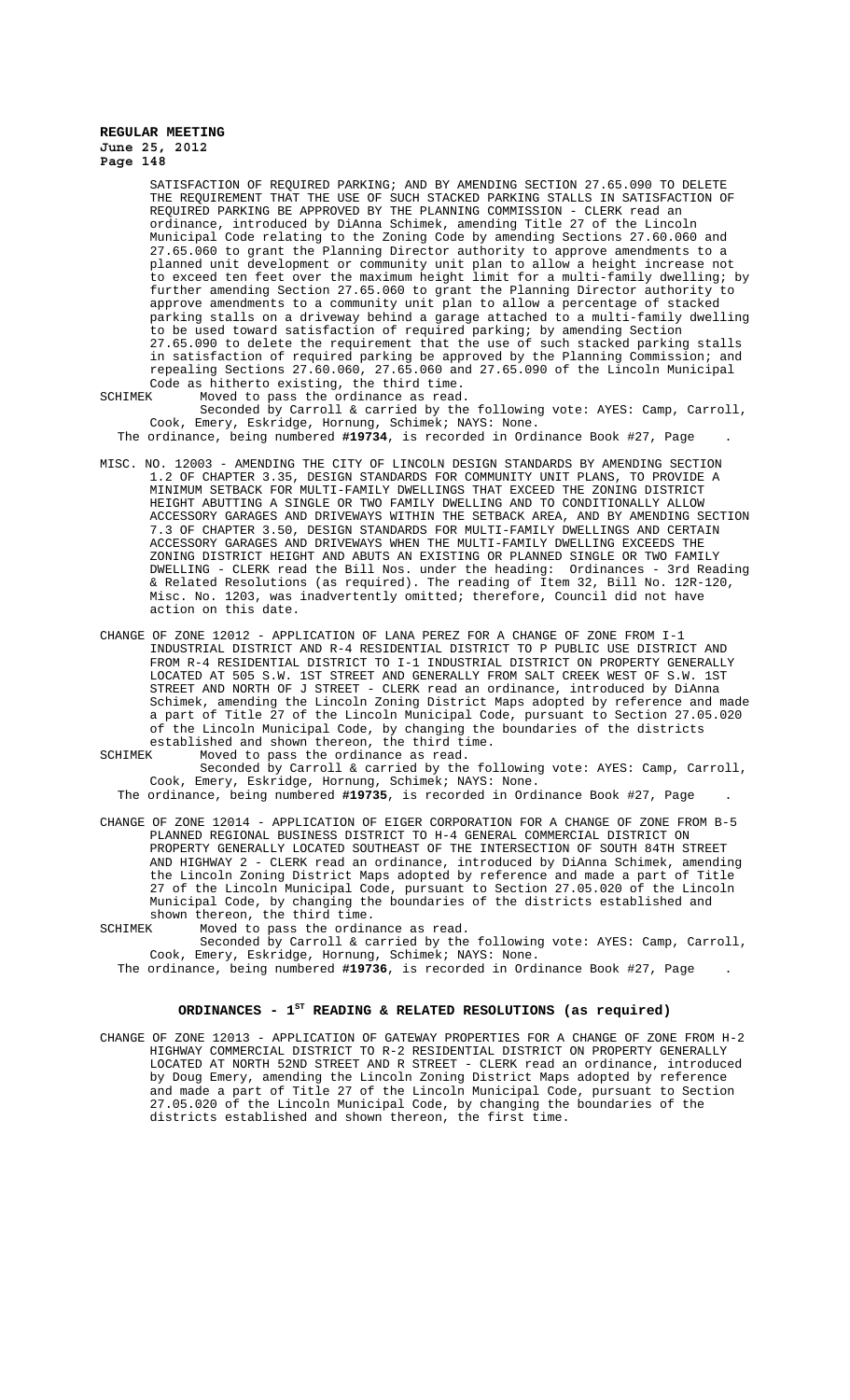SATISFACTION OF REQUIRED PARKING; AND BY AMENDING SECTION 27.65.090 TO DELETE THE REQUIREMENT THAT THE USE OF SUCH STACKED PARKING STALLS IN SATISFACTION OF REQUIRED PARKING BE APPROVED BY THE PLANNING COMMISSION - CLERK read an ordinance, introduced by DiAnna Schimek, amending Title 27 of the Lincoln Municipal Code relating to the Zoning Code by amending Sections 27.60.060 and 27.65.060 to grant the Planning Director authority to approve amendments to a planned unit development or community unit plan to allow a height increase not to exceed ten feet over the maximum height limit for a multi-family dwelling; by further amending Section 27.65.060 to grant the Planning Director authority to approve amendments to a community unit plan to allow a percentage of stacked parking stalls on a driveway behind a garage attached to a multi-family dwelling to be used toward satisfaction of required parking; by amending Section 27.65.090 to delete the requirement that the use of such stacked parking stalls in satisfaction of required parking be approved by the Planning Commission; and repealing Sections 27.60.060, 27.65.060 and 27.65.090 of the Lincoln Municipal Code as hitherto existing, the third time.

SCHIMEK Moved to pass the ordinance as read.

Seconded by Carroll & carried by the following vote: AYES: Camp, Carroll, Cook, Emery, Eskridge, Hornung, Schimek; NAYS: None.

The ordinance, being numbered **#19734**, is recorded in Ordinance Book #27, Page .

MISC. NO. 12003 - AMENDING THE CITY OF LINCOLN DESIGN STANDARDS BY AMENDING SECTION 1.2 OF CHAPTER 3.35, DESIGN STANDARDS FOR COMMUNITY UNIT PLANS, TO PROVIDE A MINIMUM SETBACK FOR MULTI-FAMILY DWELLINGS THAT EXCEED THE ZONING DISTRICT HEIGHT ABUTTING A SINGLE OR TWO FAMILY DWELLING AND TO CONDITIONALLY ALLOW ACCESSORY GARAGES AND DRIVEWAYS WITHIN THE SETBACK AREA, AND BY AMENDING SECTION 7.3 OF CHAPTER 3.50, DESIGN STANDARDS FOR MULTI-FAMILY DWELLINGS AND CERTAIN ACCESSORY GARAGES AND DRIVEWAYS WHEN THE MULTI-FAMILY DWELLING EXCEEDS THE ZONING DISTRICT HEIGHT AND ABUTS AN EXISTING OR PLANNED SINGLE OR TWO FAMILY DWELLING - CLERK read the Bill Nos. under the heading: Ordinances - 3rd Reading & Related Resolutions (as required). The reading of Item 32, Bill No. 12R-120, Misc. No. 1203, was inadvertently omitted; therefore, Council did not have action on this date.

CHANGE OF ZONE 12012 - APPLICATION OF LANA PEREZ FOR A CHANGE OF ZONE FROM I-1 INDUSTRIAL DISTRICT AND R-4 RESIDENTIAL DISTRICT TO P PUBLIC USE DISTRICT AND FROM R-4 RESIDENTIAL DISTRICT TO I-1 INDUSTRIAL DISTRICT ON PROPERTY GENERALLY LOCATED AT 505 S.W. 1ST STREET AND GENERALLY FROM SALT CREEK WEST OF S.W. 1ST STREET AND NORTH OF J STREET - CLERK read an ordinance, introduced by DiAnna Schimek, amending the Lincoln Zoning District Maps adopted by reference and made a part of Title 27 of the Lincoln Municipal Code, pursuant to Section 27.05.020 of the Lincoln Municipal Code, by changing the boundaries of the districts established and shown thereon, the third time.

SCHIMEK Moved to pass the ordinance as read.

Seconded by Carroll & carried by the following vote: AYES: Camp, Carroll, Cook, Emery, Eskridge, Hornung, Schimek; NAYS: None.

The ordinance, being numbered **#19735**, is recorded in Ordinance Book #27, Page .

CHANGE OF ZONE 12014 - APPLICATION OF EIGER CORPORATION FOR A CHANGE OF ZONE FROM B-5 PLANNED REGIONAL BUSINESS DISTRICT TO H-4 GENERAL COMMERCIAL DISTRICT ON PROPERTY GENERALLY LOCATED SOUTHEAST OF THE INTERSECTION OF SOUTH 84TH STREET AND HIGHWAY 2 - CLERK read an ordinance, introduced by DiAnna Schimek, amending the Lincoln Zoning District Maps adopted by reference and made a part of Title 27 of the Lincoln Municipal Code, pursuant to Section 27.05.020 of the Lincoln Municipal Code, by changing the boundaries of the districts established and shown thereon, the third time.

SCHIMEK Moved to pass the ordinance as read.

Seconded by Carroll & carried by the following vote: AYES: Camp, Carroll, Cook, Emery, Eskridge, Hornung, Schimek; NAYS: None.

The ordinance, being numbered **#19736**, is recorded in Ordinance Book #27, Page .

## ORDINANCES - 1ST READING & RELATED RESOLUTIONS (as required)

CHANGE OF ZONE 12013 - APPLICATION OF GATEWAY PROPERTIES FOR A CHANGE OF ZONE FROM H-2 HIGHWAY COMMERCIAL DISTRICT TO R-2 RESIDENTIAL DISTRICT ON PROPERTY GENERALLY LOCATED AT NORTH 52ND STREET AND R STREET - CLERK read an ordinance, introduced by Doug Emery, amending the Lincoln Zoning District Maps adopted by reference and made a part of Title 27 of the Lincoln Municipal Code, pursuant to Section 27.05.020 of the Lincoln Municipal Code, by changing the boundaries of the districts established and shown thereon, the first time.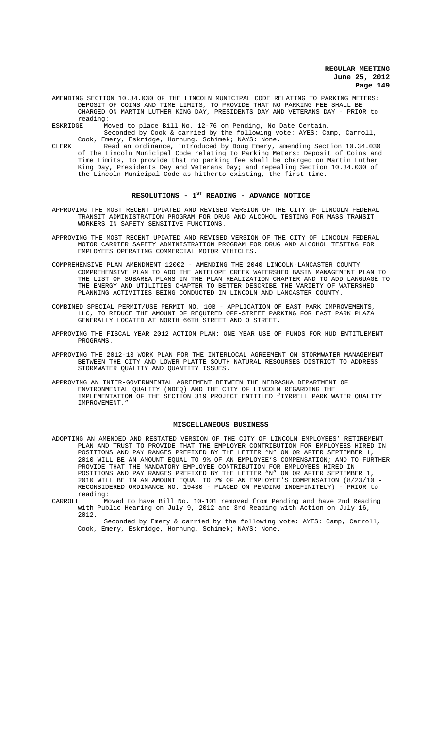AMENDING SECTION 10.34.030 OF THE LINCOLN MUNICIPAL CODE RELATING TO PARKING METERS: DEPOSIT OF COINS AND TIME LIMITS, TO PROVIDE THAT NO PARKING FEE SHALL BE CHARGED ON MARTIN LUTHER KING DAY, PRESIDENTS DAY AND VETERANS DAY - PRIOR to reading:

ESKRIDGE Moved to place Bill No. 12-76 on Pending, No Date Certain.

Seconded by Cook & carried by the following vote: AYES: Camp, Carroll, Cook, Emery, Eskridge, Hornung, Schimek; NAYS: None.

CLERK Read an ordinance, introduced by Doug Emery, amending Section 10.34.030 of the Lincoln Municipal Code relating to Parking Meters: Deposit of Coins and Time Limits, to provide that no parking fee shall be charged on Martin Luther King Day, Presidents Day and Veterans Day; and repealing Section 10.34.030 of the Lincoln Municipal Code as hitherto existing, the first time.

## RESOLUTIONS - 1ST READING - ADVANCE NOTICE

APPROVING THE MOST RECENT UPDATED AND REVISED VERSION OF THE CITY OF LINCOLN FEDERAL TRANSIT ADMINISTRATION PROGRAM FOR DRUG AND ALCOHOL TESTING FOR MASS TRANSIT WORKERS IN SAFETY SENSITIVE FUNCTIONS.

APPROVING THE MOST RECENT UPDATED AND REVISED VERSION OF THE CITY OF LINCOLN FEDERAL MOTOR CARRIER SAFETY ADMINISTRATION PROGRAM FOR DRUG AND ALCOHOL TESTING FOR EMPLOYEES OPERATING COMMERCIAL MOTOR VEHICLES.

COMPREHENSIVE PLAN AMENDMENT 12002 - AMENDING THE 2040 LINCOLN-LANCASTER COUNTY COMPREHENSIVE PLAN TO ADD THE ANTELOPE CREEK WATERSHED BASIN MANAGEMENT PLAN TO THE LIST OF SUBAREA PLANS IN THE PLAN REALIZATION CHAPTER AND TO ADD LANGUAGE TO THE ENERGY AND UTILITIES CHAPTER TO BETTER DESCRIBE THE VARIETY OF WATERSHED PLANNING ACTIVITIES BEING CONDUCTED IN LINCOLN AND LANCASTER COUNTY.

COMBINED SPECIAL PERMIT/USE PERMIT NO. 10B - APPLICATION OF EAST PARK IMPROVEMENTS, LLC, TO REDUCE THE AMOUNT OF REQUIRED OFF-STREET PARKING FOR EAST PARK PLAZA GENERALLY LOCATED AT NORTH 66TH STREET AND O STREET.

APPROVING THE FISCAL YEAR 2012 ACTION PLAN: ONE YEAR USE OF FUNDS FOR HUD ENTITLEMENT PROGRAMS.

APPROVING THE 2012-13 WORK PLAN FOR THE INTERLOCAL AGREEMENT ON STORMWATER MANAGEMENT BETWEEN THE CITY AND LOWER PLATTE SOUTH NATURAL RESOURSES DISTRICT TO ADDRESS STORMWATER QUALITY AND QUANTITY ISSUES.

APPROVING AN INTER-GOVERNMENTAL AGREEMENT BETWEEN THE NEBRASKA DEPARTMENT OF ENVIRONMENTAL QUALITY (NDEQ) AND THE CITY OF LINCOLN REGARDING THE IMPLEMENTATION OF THE SECTION 319 PROJECT ENTITLED "TYRRELL PARK WATER QUALITY IMPROVEMENT."

## MISCELLANEOUS BUSINESS

ADOPTING AN AMENDED AND RESTATED VERSION OF THE CITY OF LINCOLN EMPLOYEES' RETIREMENT PLAN AND TRUST TO PROVIDE THAT THE EMPLOYER CONTRIBUTION FOR EMPLOYEES HIRED IN POSITIONS AND PAY RANGES PREFIXED BY THE LETTER "N" ON OR AFTER SEPTEMBER 1, 2010 WILL BE AN AMOUNT EQUAL TO 9% OF AN EMPLOYEE'S COMPENSATION; AND TO FURTHER PROVIDE THAT THE MANDATORY EMPLOYEE CONTRIBUTION FOR EMPLOYEES HIRED IN POSITIONS AND PAY RANGES PREFIXED BY THE LETTER "N" ON OR AFTER SEPTEMBER 1, 2010 WILL BE IN AN AMOUNT EQUAL TO 7% OF AN EMPLOYEE'S COMPENSATION (8/23/10 - RECONSIDERED ORDINANCE NO. 19430 - PLACED ON PENDING INDEFINITELY) - PRIOR to reading:

CARROLL Moved to have Bill No. 10-101 removed from Pending and have 2nd Reading with Public Hearing on July 9, 2012 and 3rd Reading with Action on July 16, 2012.

Seconded by Emery & carried by the following vote: AYES: Camp, Carroll, Cook, Emery, Eskridge, Hornung, Schimek; NAYS: None.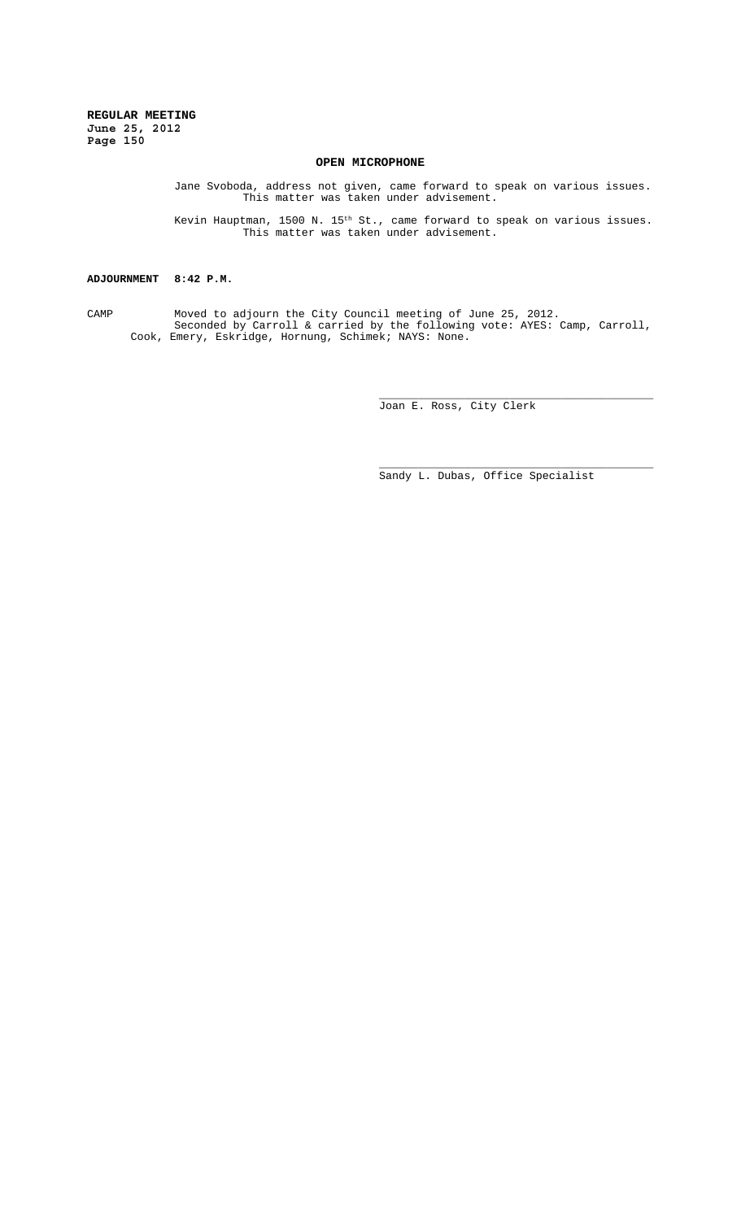## OPEN MICROPHONE

Jane Svoboda, address not given, came forward to speak on various issues. This matter was taken under advisement.

Kevin Hauptman, 1500 N. 15th St., came forward to speak on various issues. This matter was taken under advisement.

**ADJOURNMENT 8:42 P.M.**

CAMP Moved to adjourn the City Council meeting of June 25, 2012.
Seconded by Carroll & carried by the following vote: AYES: Camp, Carroll, Cook, Emery, Eskridge, Hornung, Schimek; NAYS: None.

Joan E. Ross, City Clerk

Sandy L. Dubas, Office Specialist